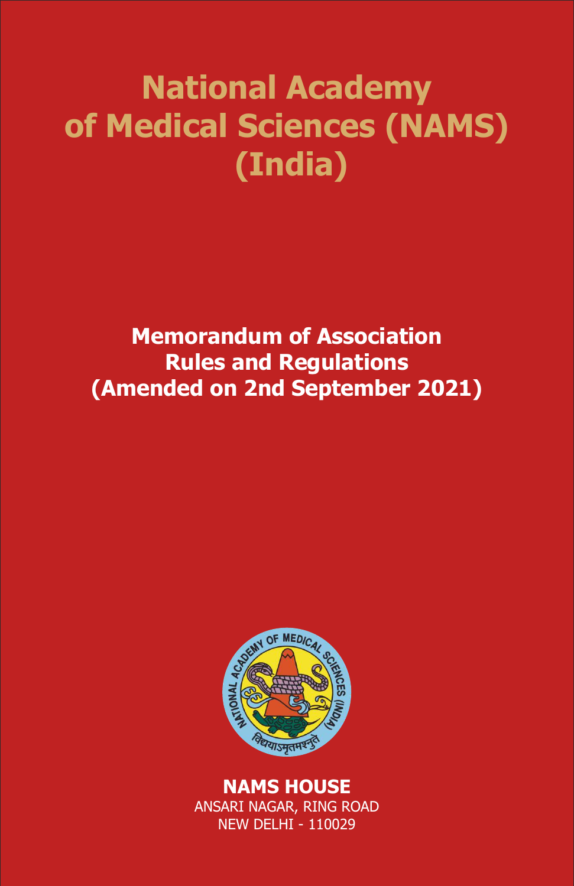# National Academy of Medical Sciences (NAMS) (India)

## Memorandum of Association
## Rules and Regulations
## (Amended on 2nd September 2021)

**NAMS HOUSE**
ANSARI NAGAR, RING ROAD
NEW DELHI - 110029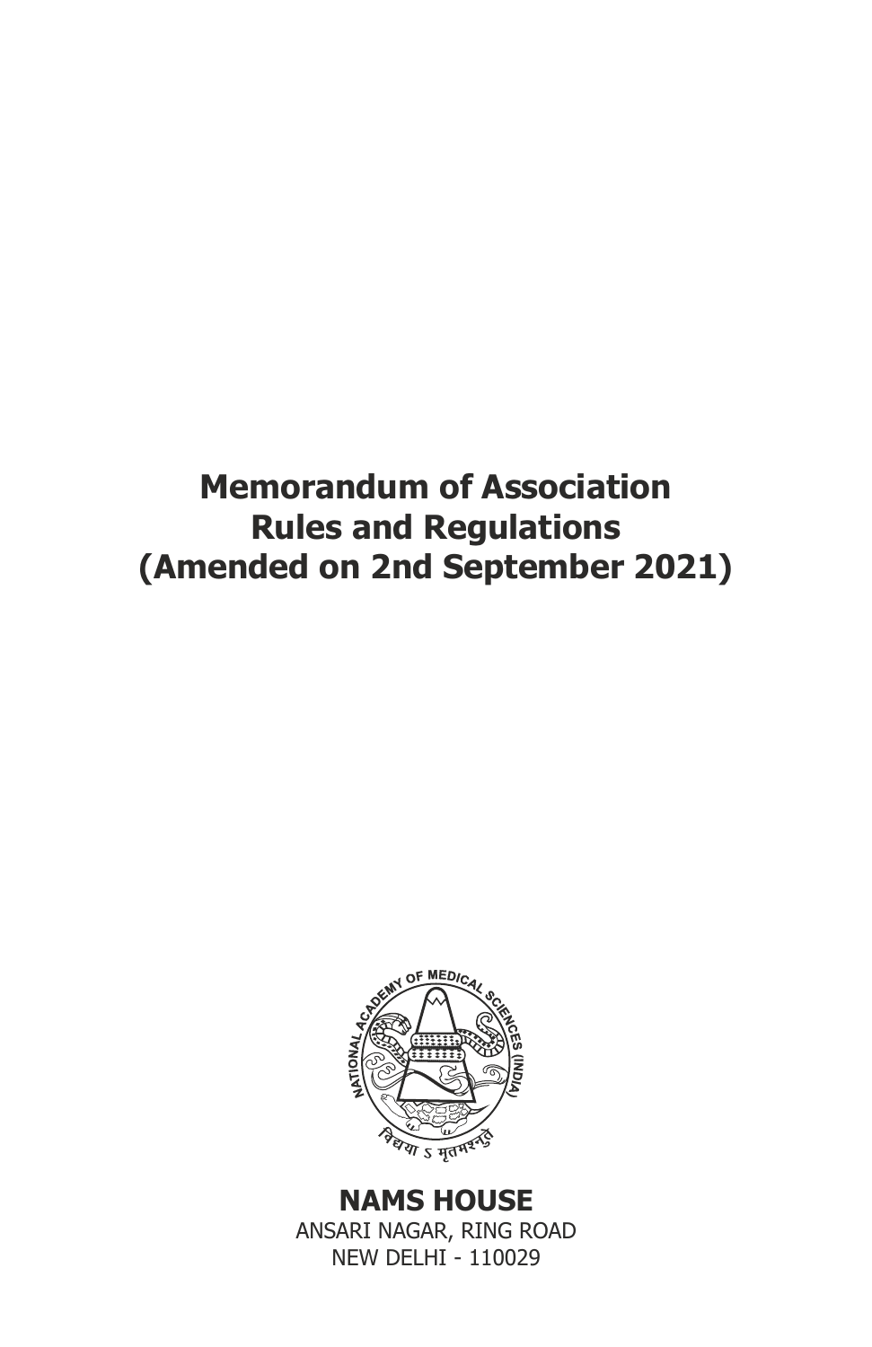# Memorandum of Association
# Rules and Regulations
# (Amended on 2nd September 2021)

**NAMS HOUSE**

ANSARI NAGAR, RING ROAD

NEW DELHI - 110029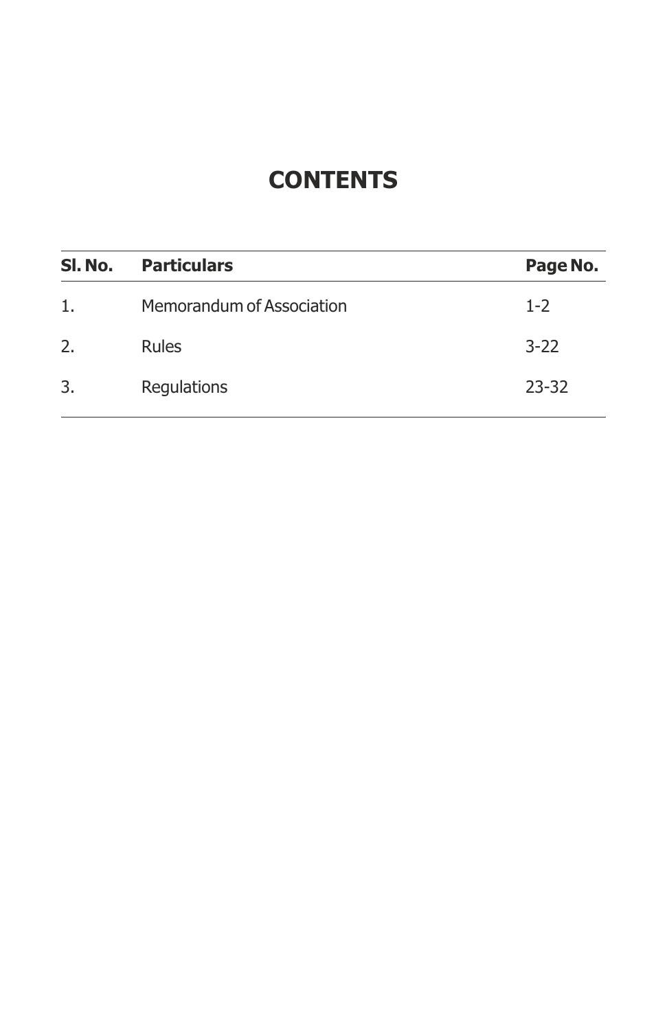# CONTENTS

| Sl. No. | Particulars | Page No. |
|---|---|---|
| 1. | Memorandum of Association | 1-2 |
| 2. | Rules | 3-22 |
| 3. | Regulations | 23-32 |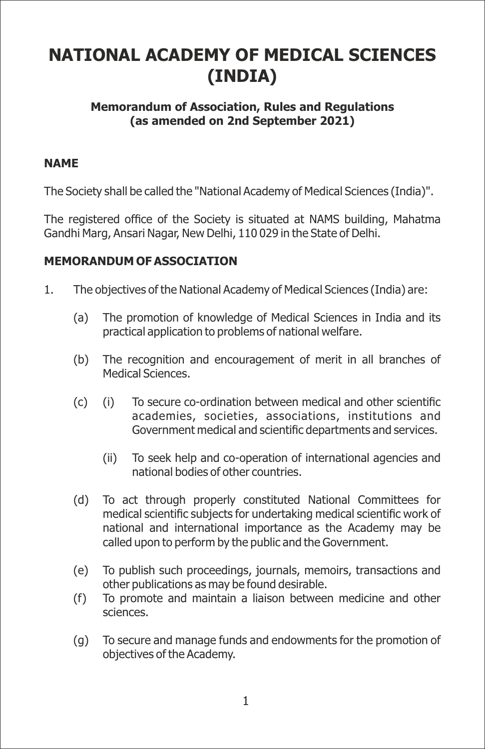# NATIONAL ACADEMY OF MEDICAL SCIENCES (INDIA)

### Memorandum of Association, Rules and Regulations (as amended on 2nd September 2021)

## NAME

The Society shall be called the "National Academy of Medical Sciences (India)".

The registered office of the Society is situated at NAMS building, Mahatma Gandhi Marg, Ansari Nagar, New Delhi, 110 029 in the State of Delhi.

## MEMORANDUM OF ASSOCIATION

1. The objectives of the National Academy of Medical Sciences (India) are:

   (a) The promotion of knowledge of Medical Sciences in India and its practical application to problems of national welfare.

   (b) The recognition and encouragement of merit in all branches of Medical Sciences.

   (c) (i) To secure co-ordination between medical and other scientific academies, societies, associations, institutions and Government medical and scientific departments and services.

   (ii) To seek help and co-operation of international agencies and national bodies of other countries.

   (d) To act through properly constituted National Committees for medical scientific subjects for undertaking medical scientific work of national and international importance as the Academy may be called upon to perform by the public and the Government.

   (e) To publish such proceedings, journals, memoirs, transactions and other publications as may be found desirable.

   (f) To promote and maintain a liaison between medicine and other sciences.

   (g) To secure and manage funds and endowments for the promotion of objectives of the Academy.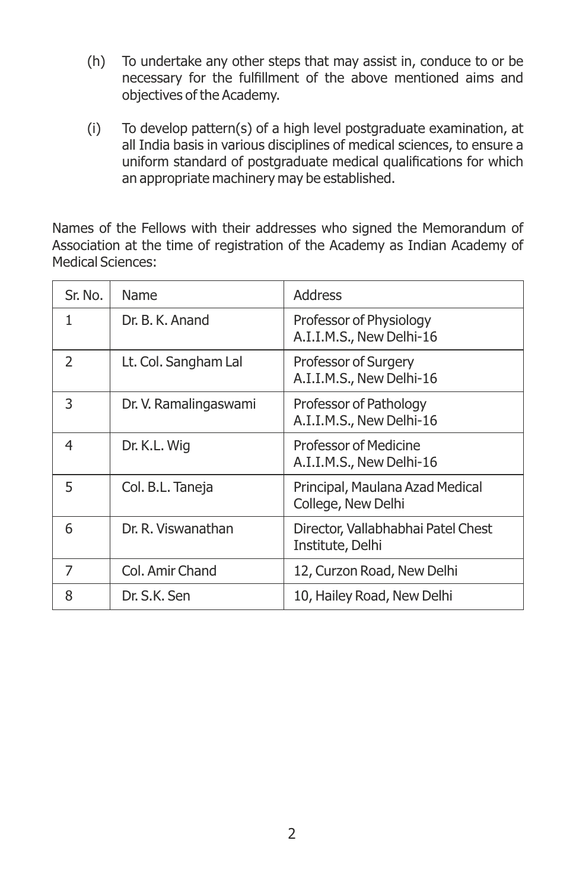(h) To undertake any other steps that may assist in, conduce to or be necessary for the fulfillment of the above mentioned aims and objectives of the Academy.

(i) To develop pattern(s) of a high level postgraduate examination, at all India basis in various disciplines of medical sciences, to ensure a uniform standard of postgraduate medical qualifications for which an appropriate machinery may be established.

Names of the Fellows with their addresses who signed the Memorandum of Association at the time of registration of the Academy as Indian Academy of Medical Sciences:

| Sr. No. | Name | Address |
|---|---|---|
| 1 | Dr. B. K. Anand | Professor of Physiology A.I.I.M.S., New Delhi-16 |
| 2 | Lt. Col. Sangham Lal | Professor of Surgery A.I.I.M.S., New Delhi-16 |
| 3 | Dr. V. Ramalingaswami | Professor of Pathology A.I.I.M.S., New Delhi-16 |
| 4 | Dr. K.L. Wig | Professor of Medicine A.I.I.M.S., New Delhi-16 |
| 5 | Col. B.L. Taneja | Principal, Maulana Azad Medical College, New Delhi |
| 6 | Dr. R. Viswanathan | Director, Vallabhabhai Patel Chest Institute, Delhi |
| 7 | Col. Amir Chand | 12, Curzon Road, New Delhi |
| 8 | Dr. S.K. Sen | 10, Hailey Road, New Delhi |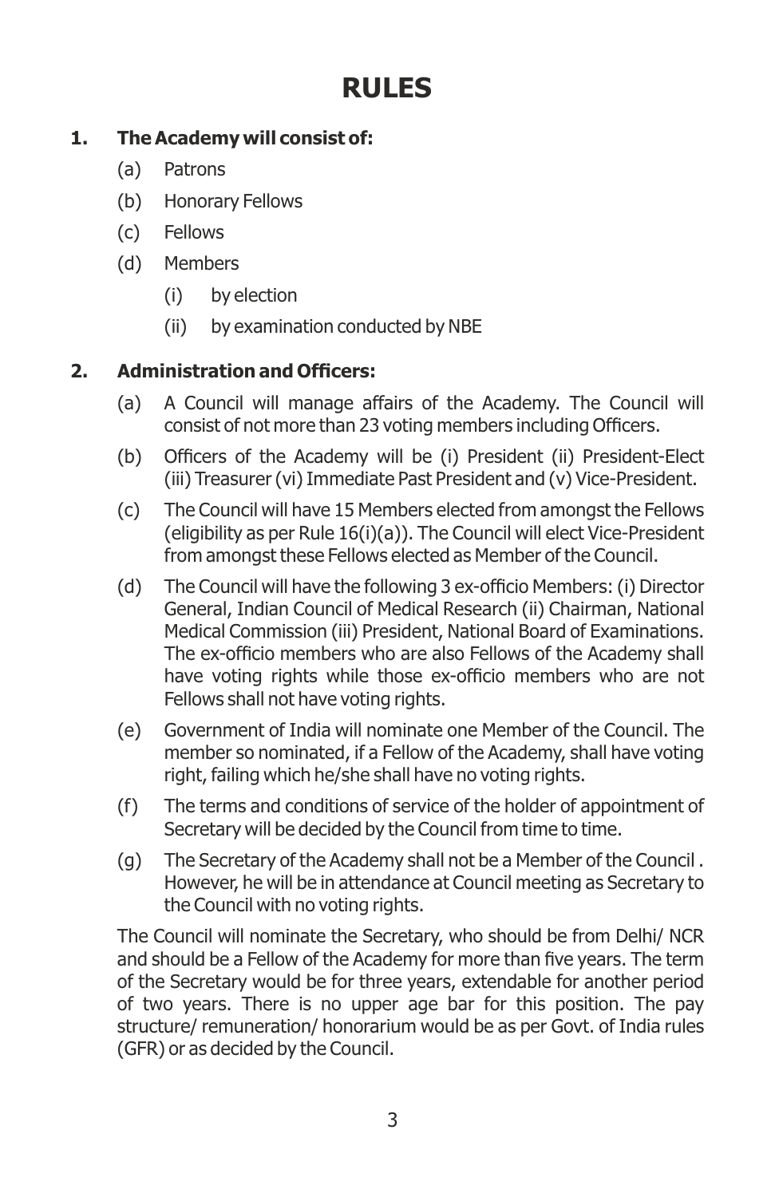# RULES

**1. The Academy will consist of:**

(a) Patrons

(b) Honorary Fellows

(c) Fellows

(d) Members

  (i) by election

  (ii) by examination conducted by NBE

**2. Administration and Officers:**

(a) A Council will manage affairs of the Academy. The Council will consist of not more than 23 voting members including Officers.

(b) Officers of the Academy will be (i) President (ii) President-Elect (iii) Treasurer (vi) Immediate Past President and (v) Vice-President.

(c) The Council will have 15 Members elected from amongst the Fellows (eligibility as per Rule 16(i)(a)). The Council will elect Vice-President from amongst these Fellows elected as Member of the Council.

(d) The Council will have the following 3 ex-officio Members: (i) Director General, Indian Council of Medical Research (ii) Chairman, National Medical Commission (iii) President, National Board of Examinations. The ex-officio members who are also Fellows of the Academy shall have voting rights while those ex-officio members who are not Fellows shall not have voting rights.

(e) Government of India will nominate one Member of the Council. The member so nominated, if a Fellow of the Academy, shall have voting right, failing which he/she shall have no voting rights.

(f) The terms and conditions of service of the holder of appointment of Secretary will be decided by the Council from time to time.

(g) The Secretary of the Academy shall not be a Member of the Council . However, he will be in attendance at Council meeting as Secretary to the Council with no voting rights.

The Council will nominate the Secretary, who should be from Delhi/ NCR and should be a Fellow of the Academy for more than five years. The term of the Secretary would be for three years, extendable for another period of two years. There is no upper age bar for this position. The pay structure/ remuneration/ honorarium would be as per Govt. of India rules (GFR) or as decided by the Council.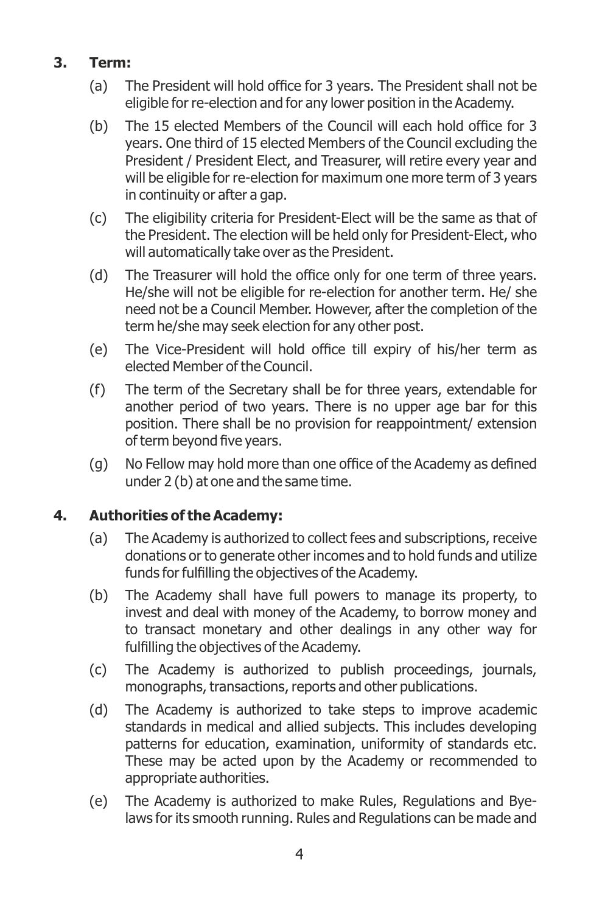## 3. Term:

(a) The President will hold office for 3 years. The President shall not be eligible for re-election and for any lower position in the Academy.

(b) The 15 elected Members of the Council will each hold office for 3 years. One third of 15 elected Members of the Council excluding the President / President Elect, and Treasurer, will retire every year and will be eligible for re-election for maximum one more term of 3 years in continuity or after a gap.

(c) The eligibility criteria for President-Elect will be the same as that of the President. The election will be held only for President-Elect, who will automatically take over as the President.

(d) The Treasurer will hold the office only for one term of three years. He/she will not be eligible for re-election for another term. He/ she need not be a Council Member. However, after the completion of the term he/she may seek election for any other post.

(e) The Vice-President will hold office till expiry of his/her term as elected Member of the Council.

(f) The term of the Secretary shall be for three years, extendable for another period of two years. There is no upper age bar for this position. There shall be no provision for reappointment/ extension of term beyond five years.

(g) No Fellow may hold more than one office of the Academy as defined under 2 (b) at one and the same time.

## 4. Authorities of the Academy:

(a) The Academy is authorized to collect fees and subscriptions, receive donations or to generate other incomes and to hold funds and utilize funds for fulfilling the objectives of the Academy.

(b) The Academy shall have full powers to manage its property, to invest and deal with money of the Academy, to borrow money and to transact monetary and other dealings in any other way for fulfilling the objectives of the Academy.

(c) The Academy is authorized to publish proceedings, journals, monographs, transactions, reports and other publications.

(d) The Academy is authorized to take steps to improve academic standards in medical and allied subjects. This includes developing patterns for education, examination, uniformity of standards etc. These may be acted upon by the Academy or recommended to appropriate authorities.

(e) The Academy is authorized to make Rules, Regulations and Bye-laws for its smooth running. Rules and Regulations can be made and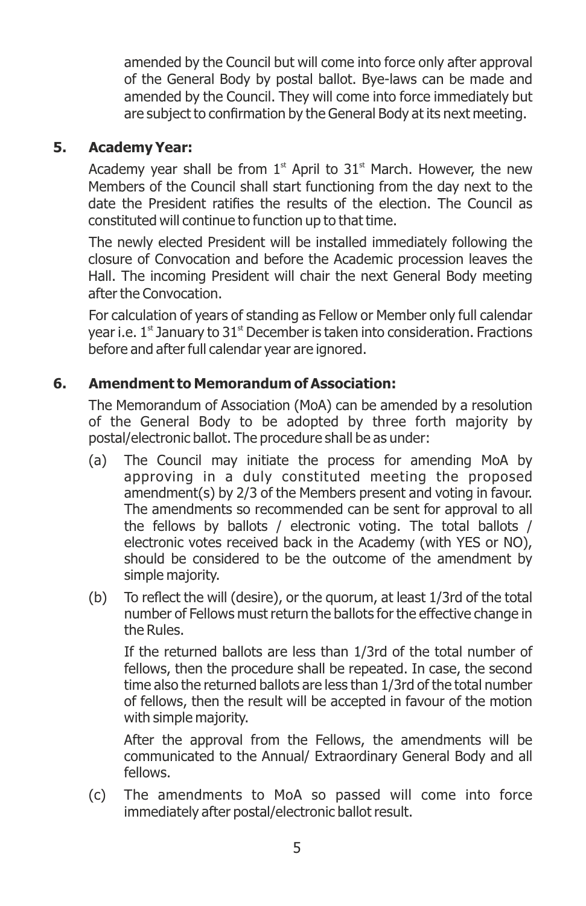amended by the Council but will come into force only after approval of the General Body by postal ballot. Bye-laws can be made and amended by the Council. They will come into force immediately but are subject to confirmation by the General Body at its next meeting.

**5. Academy Year:**

Academy year shall be from 1st April to 31st March. However, the new Members of the Council shall start functioning from the day next to the date the President ratifies the results of the election. The Council as constituted will continue to function up to that time.

The newly elected President will be installed immediately following the closure of Convocation and before the Academic procession leaves the Hall. The incoming President will chair the next General Body meeting after the Convocation.

For calculation of years of standing as Fellow or Member only full calendar year i.e. 1st January to 31st December is taken into consideration. Fractions before and after full calendar year are ignored.

**6. Amendment to Memorandum of Association:**

The Memorandum of Association (MoA) can be amended by a resolution of the General Body to be adopted by three forth majority by postal/electronic ballot. The procedure shall be as under:

(a) The Council may initiate the process for amending MoA by approving in a duly constituted meeting the proposed amendment(s) by 2/3 of the Members present and voting in favour. The amendments so recommended can be sent for approval to all the fellows by ballots / electronic voting. The total ballots / electronic votes received back in the Academy (with YES or NO), should be considered to be the outcome of the amendment by simple majority.

(b) To reflect the will (desire), or the quorum, at least 1/3rd of the total number of Fellows must return the ballots for the effective change in the Rules.

If the returned ballots are less than 1/3rd of the total number of fellows, then the procedure shall be repeated. In case, the second time also the returned ballots are less than 1/3rd of the total number of fellows, then the result will be accepted in favour of the motion with simple majority.

After the approval from the Fellows, the amendments will be communicated to the Annual/ Extraordinary General Body and all fellows.

(c) The amendments to MoA so passed will come into force immediately after postal/electronic ballot result.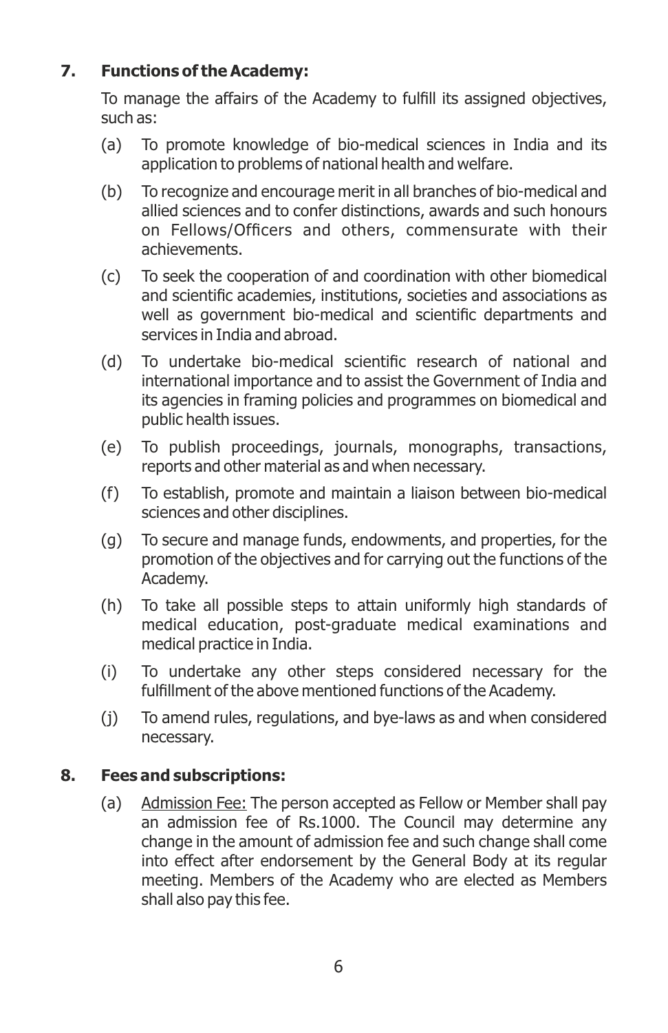## 7. Functions of the Academy:

To manage the affairs of the Academy to fulfill its assigned objectives, such as:

(a) To promote knowledge of bio-medical sciences in India and its application to problems of national health and welfare.

(b) To recognize and encourage merit in all branches of bio-medical and allied sciences and to confer distinctions, awards and such honours on Fellows/Officers and others, commensurate with their achievements.

(c) To seek the cooperation of and coordination with other biomedical and scientific academies, institutions, societies and associations as well as government bio-medical and scientific departments and services in India and abroad.

(d) To undertake bio-medical scientific research of national and international importance and to assist the Government of India and its agencies in framing policies and programmes on biomedical and public health issues.

(e) To publish proceedings, journals, monographs, transactions, reports and other material as and when necessary.

(f) To establish, promote and maintain a liaison between bio-medical sciences and other disciplines.

(g) To secure and manage funds, endowments, and properties, for the promotion of the objectives and for carrying out the functions of the Academy.

(h) To take all possible steps to attain uniformly high standards of medical education, post-graduate medical examinations and medical practice in India.

(i) To undertake any other steps considered necessary for the fulfillment of the above mentioned functions of the Academy.

(j) To amend rules, regulations, and bye-laws as and when considered necessary.

## 8. Fees and subscriptions:

(a) Admission Fee: The person accepted as Fellow or Member shall pay an admission fee of Rs.1000. The Council may determine any change in the amount of admission fee and such change shall come into effect after endorsement by the General Body at its regular meeting. Members of the Academy who are elected as Members shall also pay this fee.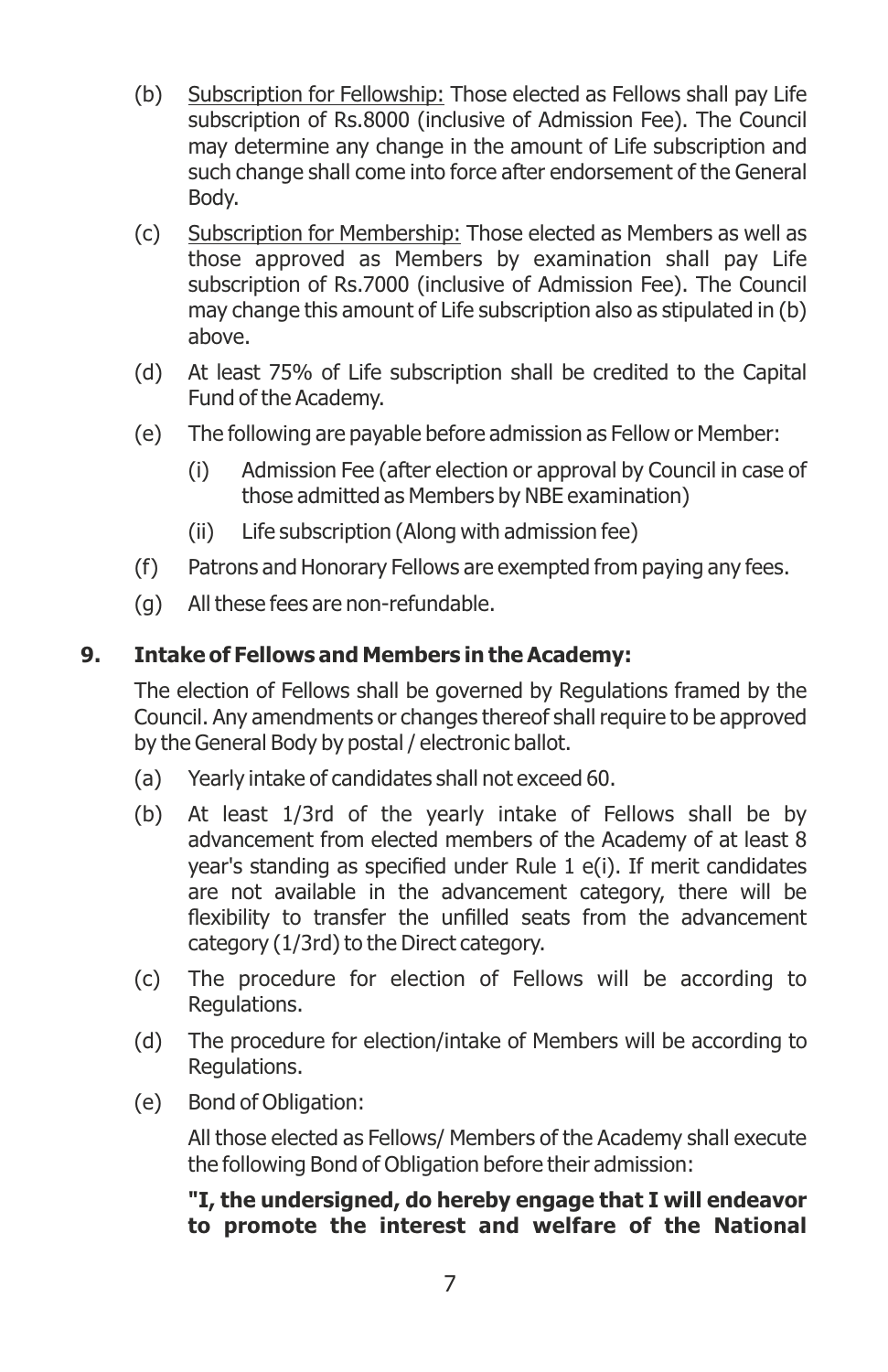(b) Subscription for Fellowship: Those elected as Fellows shall pay Life subscription of Rs.8000 (inclusive of Admission Fee). The Council may determine any change in the amount of Life subscription and such change shall come into force after endorsement of the General Body.

(c) Subscription for Membership: Those elected as Members as well as those approved as Members by examination shall pay Life subscription of Rs.7000 (inclusive of Admission Fee). The Council may change this amount of Life subscription also as stipulated in (b) above.

(d) At least 75% of Life subscription shall be credited to the Capital Fund of the Academy.

(e) The following are payable before admission as Fellow or Member:

   (i) Admission Fee (after election or approval by Council in case of those admitted as Members by NBE examination)

   (ii) Life subscription (Along with admission fee)

(f) Patrons and Honorary Fellows are exempted from paying any fees.

(g) All these fees are non-refundable.

## 9. Intake of Fellows and Members in the Academy:

The election of Fellows shall be governed by Regulations framed by the Council. Any amendments or changes thereof shall require to be approved by the General Body by postal / electronic ballot.

(a) Yearly intake of candidates shall not exceed 60.

(b) At least 1/3rd of the yearly intake of Fellows shall be by advancement from elected members of the Academy of at least 8 year's standing as specified under Rule 1 e(i). If merit candidates are not available in the advancement category, there will be flexibility to transfer the unfilled seats from the advancement category (1/3rd) to the Direct category.

(c) The procedure for election of Fellows will be according to Regulations.

(d) The procedure for election/intake of Members will be according to Regulations.

(e) Bond of Obligation:

   All those elected as Fellows/ Members of the Academy shall execute the following Bond of Obligation before their admission:

   **"I, the undersigned, do hereby engage that I will endeavor to promote the interest and welfare of the National**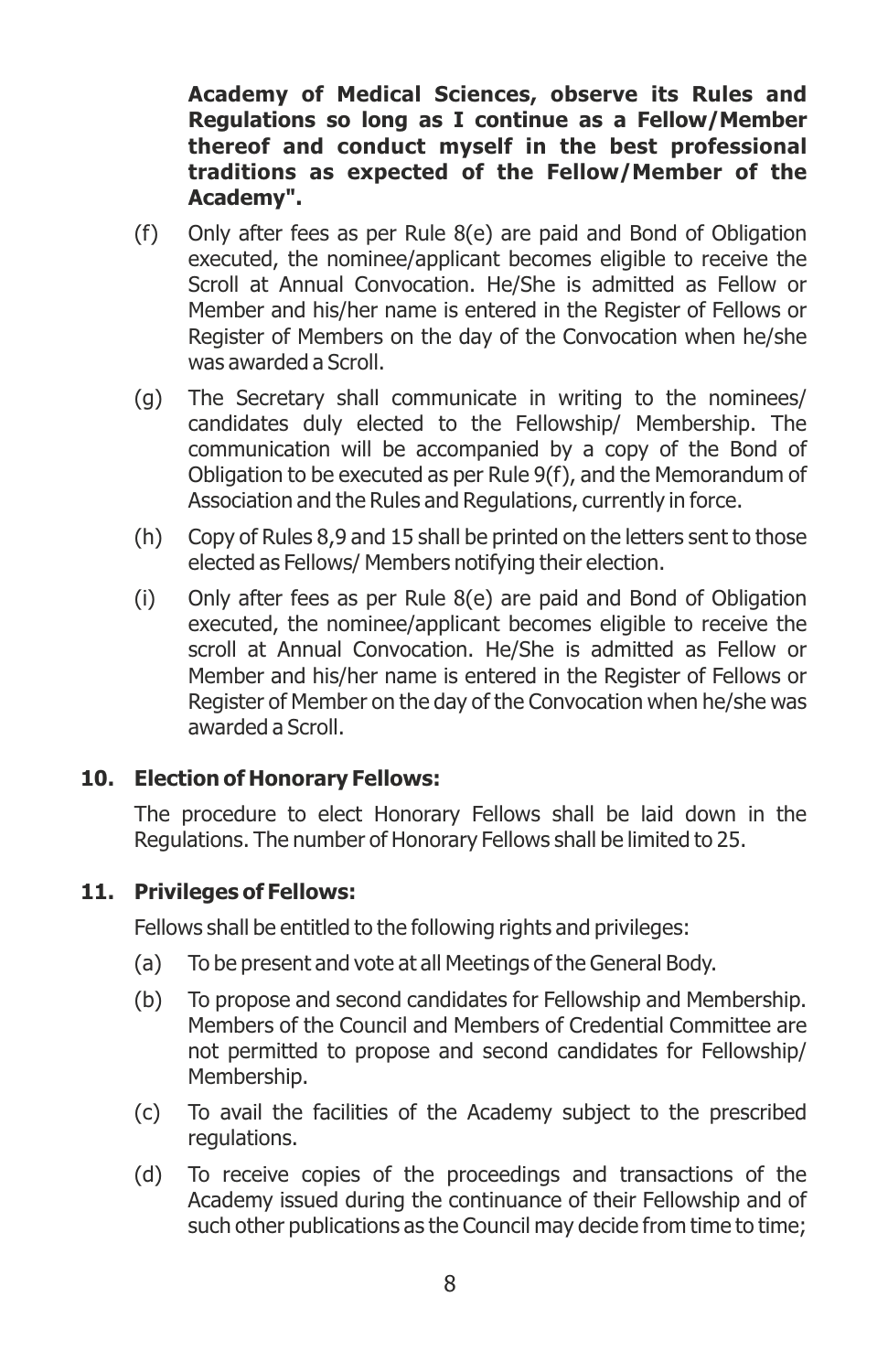**Academy of Medical Sciences, observe its Rules and Regulations so long as I continue as a Fellow/Member thereof and conduct myself in the best professional traditions as expected of the Fellow/Member of the Academy".**

(f) Only after fees as per Rule 8(e) are paid and Bond of Obligation executed, the nominee/applicant becomes eligible to receive the Scroll at Annual Convocation. He/She is admitted as Fellow or Member and his/her name is entered in the Register of Fellows or Register of Members on the day of the Convocation when he/she was awarded a Scroll.

(g) The Secretary shall communicate in writing to the nominees/ candidates duly elected to the Fellowship/ Membership. The communication will be accompanied by a copy of the Bond of Obligation to be executed as per Rule 9(f), and the Memorandum of Association and the Rules and Regulations, currently in force.

(h) Copy of Rules 8,9 and 15 shall be printed on the letters sent to those elected as Fellows/ Members notifying their election.

(i) Only after fees as per Rule 8(e) are paid and Bond of Obligation executed, the nominee/applicant becomes eligible to receive the scroll at Annual Convocation. He/She is admitted as Fellow or Member and his/her name is entered in the Register of Fellows or Register of Member on the day of the Convocation when he/she was awarded a Scroll.

## 10. Election of Honorary Fellows:

The procedure to elect Honorary Fellows shall be laid down in the Regulations. The number of Honorary Fellows shall be limited to 25.

## 11. Privileges of Fellows:

Fellows shall be entitled to the following rights and privileges:

(a) To be present and vote at all Meetings of the General Body.

(b) To propose and second candidates for Fellowship and Membership. Members of the Council and Members of Credential Committee are not permitted to propose and second candidates for Fellowship/ Membership.

(c) To avail the facilities of the Academy subject to the prescribed regulations.

(d) To receive copies of the proceedings and transactions of the Academy issued during the continuance of their Fellowship and of such other publications as the Council may decide from time to time;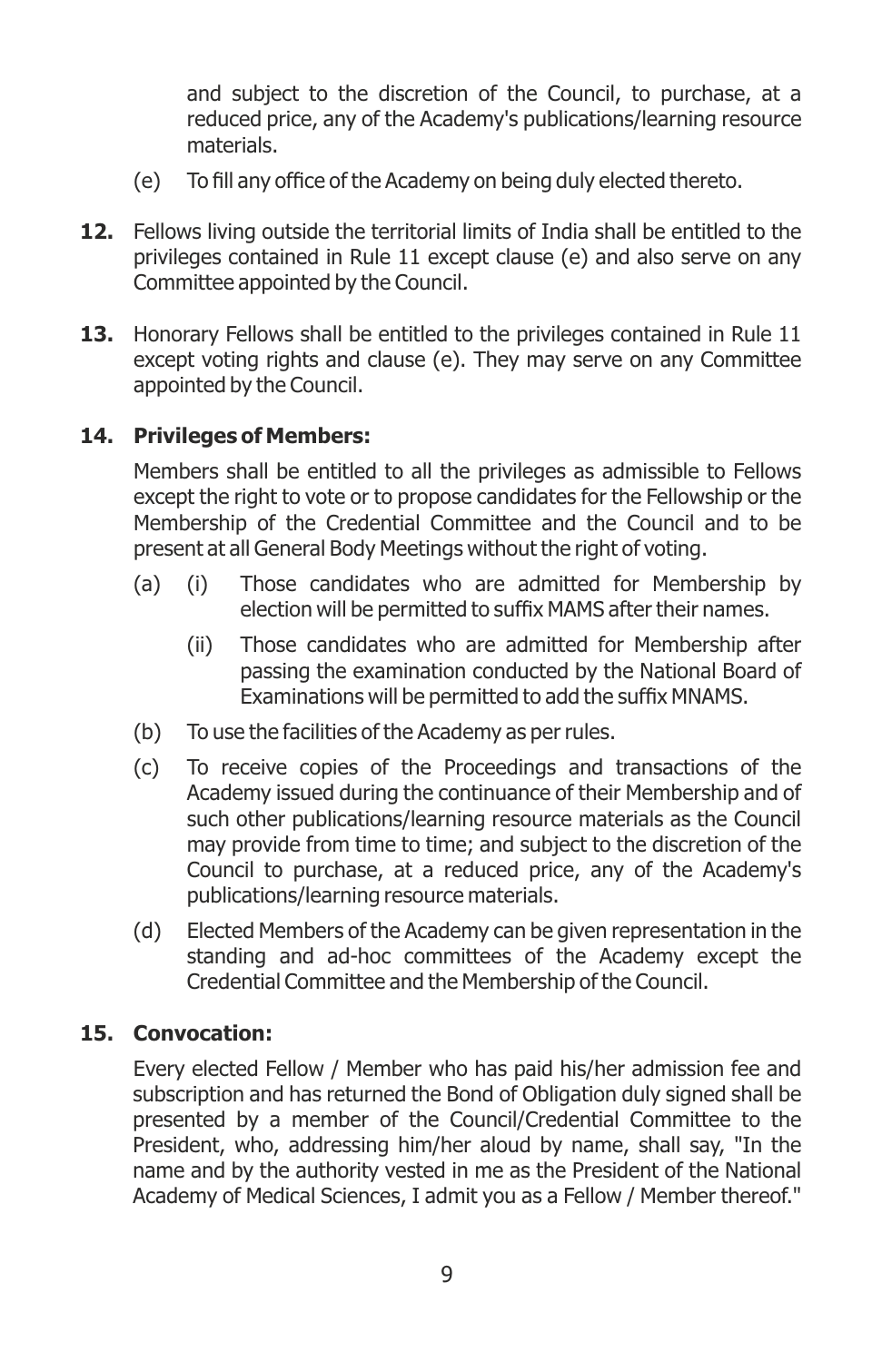and subject to the discretion of the Council, to purchase, at a reduced price, any of the Academy's publications/learning resource materials.

(e) To fill any office of the Academy on being duly elected thereto.

**12.** Fellows living outside the territorial limits of India shall be entitled to the privileges contained in Rule 11 except clause (e) and also serve on any Committee appointed by the Council.

**13.** Honorary Fellows shall be entitled to the privileges contained in Rule 11 except voting rights and clause (e). They may serve on any Committee appointed by the Council.

**14. Privileges of Members:**

Members shall be entitled to all the privileges as admissible to Fellows except the right to vote or to propose candidates for the Fellowship or the Membership of the Credential Committee and the Council and to be present at all General Body Meetings without the right of voting.

(a) (i) Those candidates who are admitted for Membership by election will be permitted to suffix MAMS after their names.

(ii) Those candidates who are admitted for Membership after passing the examination conducted by the National Board of Examinations will be permitted to add the suffix MNAMS.

(b) To use the facilities of the Academy as per rules.

(c) To receive copies of the Proceedings and transactions of the Academy issued during the continuance of their Membership and of such other publications/learning resource materials as the Council may provide from time to time; and subject to the discretion of the Council to purchase, at a reduced price, any of the Academy's publications/learning resource materials.

(d) Elected Members of the Academy can be given representation in the standing and ad-hoc committees of the Academy except the Credential Committee and the Membership of the Council.

**15. Convocation:**

Every elected Fellow / Member who has paid his/her admission fee and subscription and has returned the Bond of Obligation duly signed shall be presented by a member of the Council/Credential Committee to the President, who, addressing him/her aloud by name, shall say, "In the name and by the authority vested in me as the President of the National Academy of Medical Sciences, I admit you as a Fellow / Member thereof."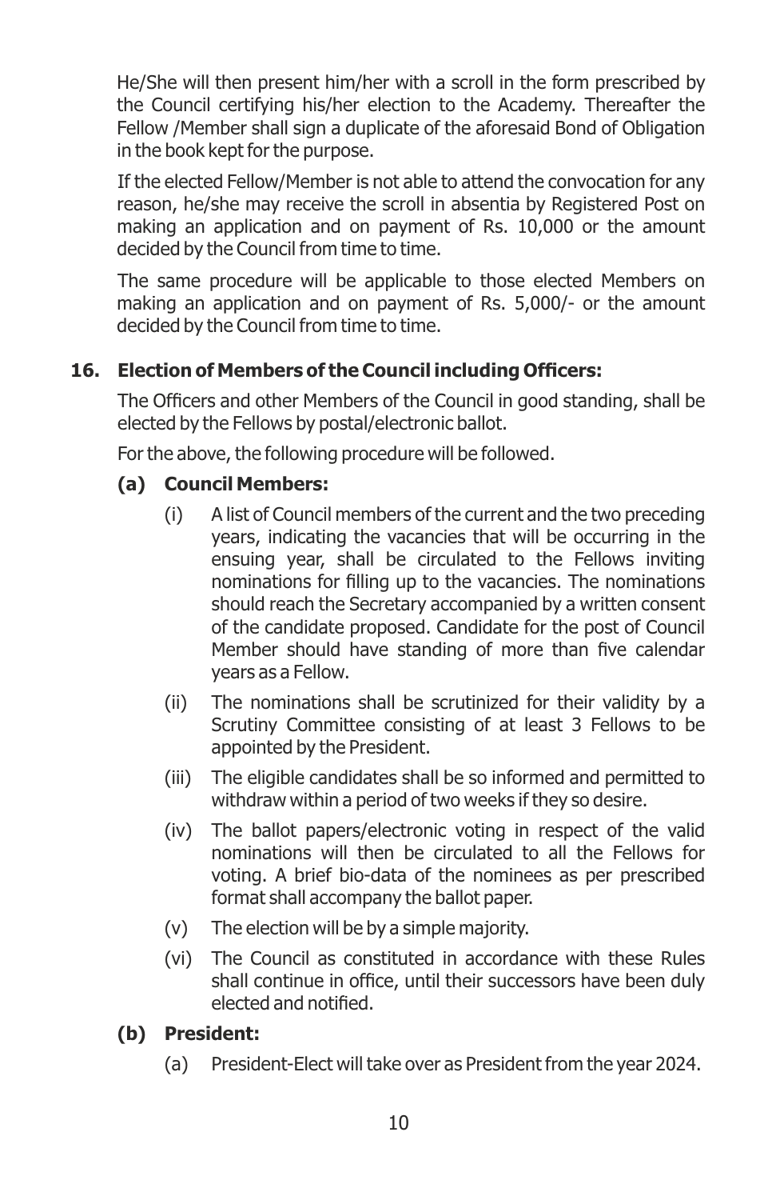He/She will then present him/her with a scroll in the form prescribed by the Council certifying his/her election to the Academy. Thereafter the Fellow /Member shall sign a duplicate of the aforesaid Bond of Obligation in the book kept for the purpose.

If the elected Fellow/Member is not able to attend the convocation for any reason, he/she may receive the scroll in absentia by Registered Post on making an application and on payment of Rs. 10,000 or the amount decided by the Council from time to time.

The same procedure will be applicable to those elected Members on making an application and on payment of Rs. 5,000/- or the amount decided by the Council from time to time.

**16. Election of Members of the Council including Officers:**

The Officers and other Members of the Council in good standing, shall be elected by the Fellows by postal/electronic ballot.

For the above, the following procedure will be followed.

**(a) Council Members:**

(i) A list of Council members of the current and the two preceding years, indicating the vacancies that will be occurring in the ensuing year, shall be circulated to the Fellows inviting nominations for filling up to the vacancies. The nominations should reach the Secretary accompanied by a written consent of the candidate proposed. Candidate for the post of Council Member should have standing of more than five calendar years as a Fellow.

(ii) The nominations shall be scrutinized for their validity by a Scrutiny Committee consisting of at least 3 Fellows to be appointed by the President.

(iii) The eligible candidates shall be so informed and permitted to withdraw within a period of two weeks if they so desire.

(iv) The ballot papers/electronic voting in respect of the valid nominations will then be circulated to all the Fellows for voting. A brief bio-data of the nominees as per prescribed format shall accompany the ballot paper.

(v) The election will be by a simple majority.

(vi) The Council as constituted in accordance with these Rules shall continue in office, until their successors have been duly elected and notified.

**(b) President:**

(a) President-Elect will take over as President from the year 2024.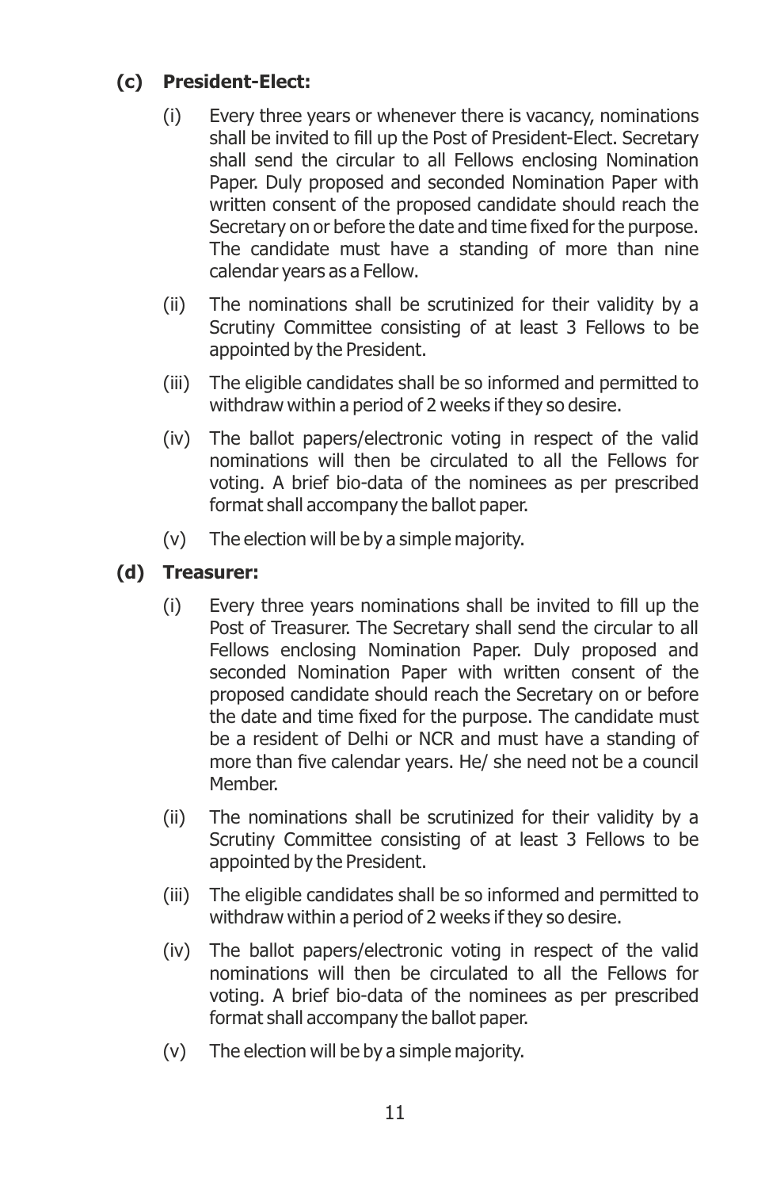**(c) President-Elect:**

(i) Every three years or whenever there is vacancy, nominations shall be invited to fill up the Post of President-Elect. Secretary shall send the circular to all Fellows enclosing Nomination Paper. Duly proposed and seconded Nomination Paper with written consent of the proposed candidate should reach the Secretary on or before the date and time fixed for the purpose. The candidate must have a standing of more than nine calendar years as a Fellow.

(ii) The nominations shall be scrutinized for their validity by a Scrutiny Committee consisting of at least 3 Fellows to be appointed by the President.

(iii) The eligible candidates shall be so informed and permitted to withdraw within a period of 2 weeks if they so desire.

(iv) The ballot papers/electronic voting in respect of the valid nominations will then be circulated to all the Fellows for voting. A brief bio-data of the nominees as per prescribed format shall accompany the ballot paper.

(v) The election will be by a simple majority.

**(d) Treasurer:**

(i) Every three years nominations shall be invited to fill up the Post of Treasurer. The Secretary shall send the circular to all Fellows enclosing Nomination Paper. Duly proposed and seconded Nomination Paper with written consent of the proposed candidate should reach the Secretary on or before the date and time fixed for the purpose. The candidate must be a resident of Delhi or NCR and must have a standing of more than five calendar years. He/ she need not be a council Member.

(ii) The nominations shall be scrutinized for their validity by a Scrutiny Committee consisting of at least 3 Fellows to be appointed by the President.

(iii) The eligible candidates shall be so informed and permitted to withdraw within a period of 2 weeks if they so desire.

(iv) The ballot papers/electronic voting in respect of the valid nominations will then be circulated to all the Fellows for voting. A brief bio-data of the nominees as per prescribed format shall accompany the ballot paper.

(v) The election will be by a simple majority.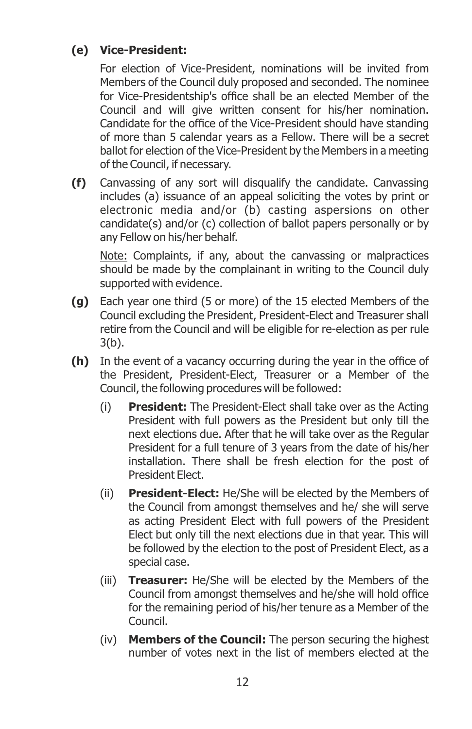**(e) Vice-President:**

For election of Vice-President, nominations will be invited from Members of the Council duly proposed and seconded. The nominee for Vice-Presidentship's office shall be an elected Member of the Council and will give written consent for his/her nomination. Candidate for the office of the Vice-President should have standing of more than 5 calendar years as a Fellow. There will be a secret ballot for election of the Vice-President by the Members in a meeting of the Council, if necessary.

**(f)** Canvassing of any sort will disqualify the candidate. Canvassing includes (a) issuance of an appeal soliciting the votes by print or electronic media and/or (b) casting aspersions on other candidate(s) and/or (c) collection of ballot papers personally or by any Fellow on his/her behalf.

<u>Note:</u> Complaints, if any, about the canvassing or malpractices should be made by the complainant in writing to the Council duly supported with evidence.

**(g)** Each year one third (5 or more) of the 15 elected Members of the Council excluding the President, President-Elect and Treasurer shall retire from the Council and will be eligible for re-election as per rule 3(b).

**(h)** In the event of a vacancy occurring during the year in the office of the President, President-Elect, Treasurer or a Member of the Council, the following procedures will be followed:

(i) **President:** The President-Elect shall take over as the Acting President with full powers as the President but only till the next elections due. After that he will take over as the Regular President for a full tenure of 3 years from the date of his/her installation. There shall be fresh election for the post of President Elect.

(ii) **President-Elect:** He/She will be elected by the Members of the Council from amongst themselves and he/ she will serve as acting President Elect with full powers of the President Elect but only till the next elections due in that year. This will be followed by the election to the post of President Elect, as a special case.

(iii) **Treasurer:** He/She will be elected by the Members of the Council from amongst themselves and he/she will hold office for the remaining period of his/her tenure as a Member of the Council.

(iv) **Members of the Council:** The person securing the highest number of votes next in the list of members elected at the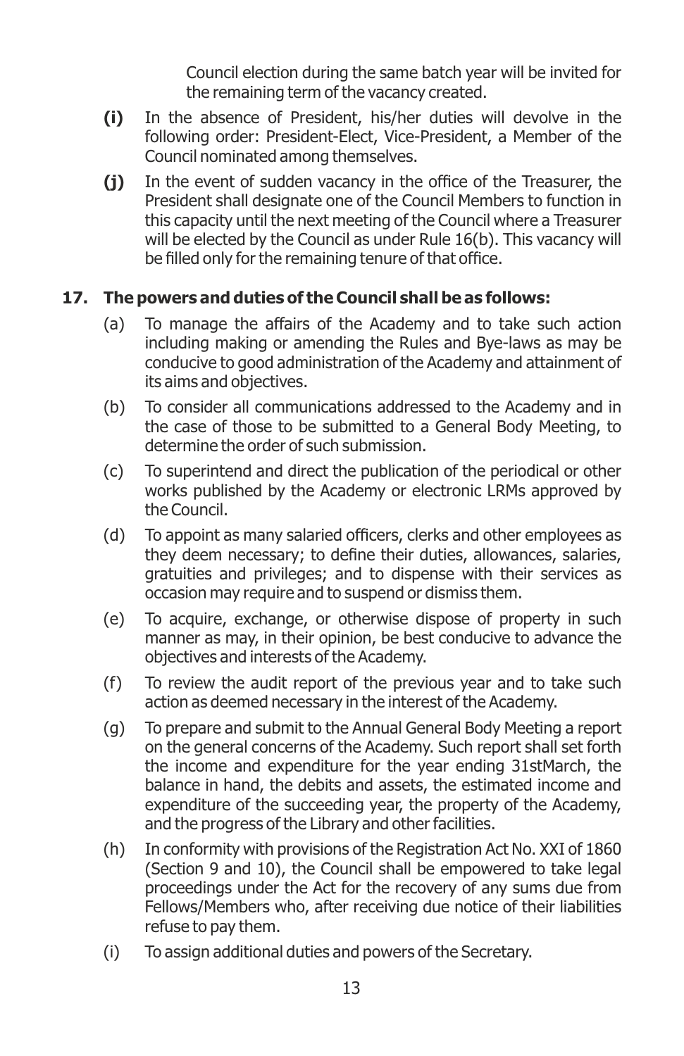Council election during the same batch year will be invited for the remaining term of the vacancy created.

**(i)** In the absence of President, his/her duties will devolve in the following order: President-Elect, Vice-President, a Member of the Council nominated among themselves.

**(j)** In the event of sudden vacancy in the office of the Treasurer, the President shall designate one of the Council Members to function in this capacity until the next meeting of the Council where a Treasurer will be elected by the Council as under Rule 16(b). This vacancy will be filled only for the remaining tenure of that office.

**17. The powers and duties of the Council shall be as follows:**

(a) To manage the affairs of the Academy and to take such action including making or amending the Rules and Bye-laws as may be conducive to good administration of the Academy and attainment of its aims and objectives.

(b) To consider all communications addressed to the Academy and in the case of those to be submitted to a General Body Meeting, to determine the order of such submission.

(c) To superintend and direct the publication of the periodical or other works published by the Academy or electronic LRMs approved by the Council.

(d) To appoint as many salaried officers, clerks and other employees as they deem necessary; to define their duties, allowances, salaries, gratuities and privileges; and to dispense with their services as occasion may require and to suspend or dismiss them.

(e) To acquire, exchange, or otherwise dispose of property in such manner as may, in their opinion, be best conducive to advance the objectives and interests of the Academy.

(f) To review the audit report of the previous year and to take such action as deemed necessary in the interest of the Academy.

(g) To prepare and submit to the Annual General Body Meeting a report on the general concerns of the Academy. Such report shall set forth the income and expenditure for the year ending 31stMarch, the balance in hand, the debits and assets, the estimated income and expenditure of the succeeding year, the property of the Academy, and the progress of the Library and other facilities.

(h) In conformity with provisions of the Registration Act No. XXI of 1860 (Section 9 and 10), the Council shall be empowered to take legal proceedings under the Act for the recovery of any sums due from Fellows/Members who, after receiving due notice of their liabilities refuse to pay them.

(i) To assign additional duties and powers of the Secretary.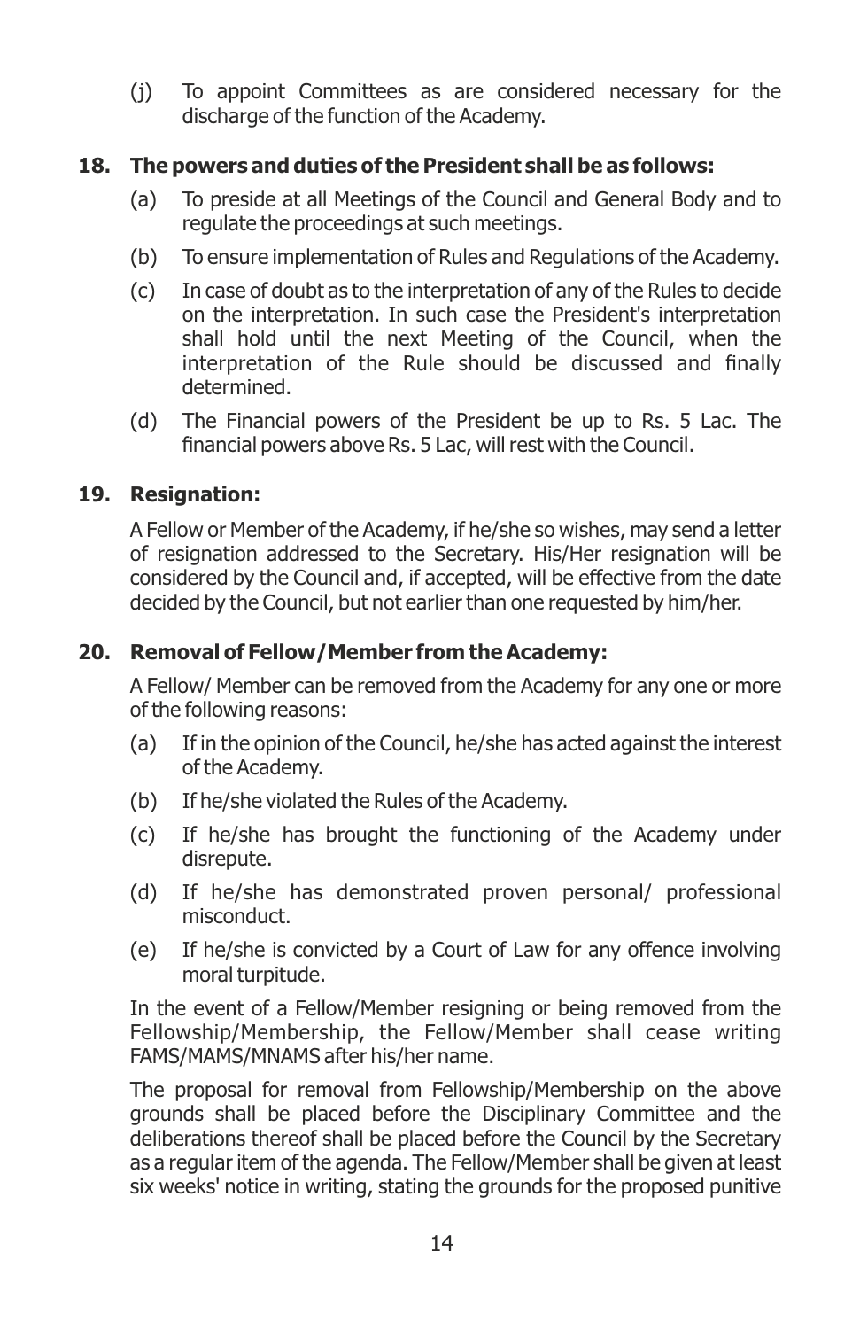(j) To appoint Committees as are considered necessary for the discharge of the function of the Academy.

## 18. The powers and duties of the President shall be as follows:

(a) To preside at all Meetings of the Council and General Body and to regulate the proceedings at such meetings.

(b) To ensure implementation of Rules and Regulations of the Academy.

(c) In case of doubt as to the interpretation of any of the Rules to decide on the interpretation. In such case the President's interpretation shall hold until the next Meeting of the Council, when the interpretation of the Rule should be discussed and finally determined.

(d) The Financial powers of the President be up to Rs. 5 Lac. The financial powers above Rs. 5 Lac, will rest with the Council.

## 19. Resignation:

A Fellow or Member of the Academy, if he/she so wishes, may send a letter of resignation addressed to the Secretary. His/Her resignation will be considered by the Council and, if accepted, will be effective from the date decided by the Council, but not earlier than one requested by him/her.

## 20. Removal of Fellow/Member from the Academy:

A Fellow/ Member can be removed from the Academy for any one or more of the following reasons:

(a) If in the opinion of the Council, he/she has acted against the interest of the Academy.

(b) If he/she violated the Rules of the Academy.

(c) If he/she has brought the functioning of the Academy under disrepute.

(d) If he/she has demonstrated proven personal/ professional misconduct.

(e) If he/she is convicted by a Court of Law for any offence involving moral turpitude.

In the event of a Fellow/Member resigning or being removed from the Fellowship/Membership, the Fellow/Member shall cease writing FAMS/MAMS/MNAMS after his/her name.

The proposal for removal from Fellowship/Membership on the above grounds shall be placed before the Disciplinary Committee and the deliberations thereof shall be placed before the Council by the Secretary as a regular item of the agenda. The Fellow/Member shall be given at least six weeks' notice in writing, stating the grounds for the proposed punitive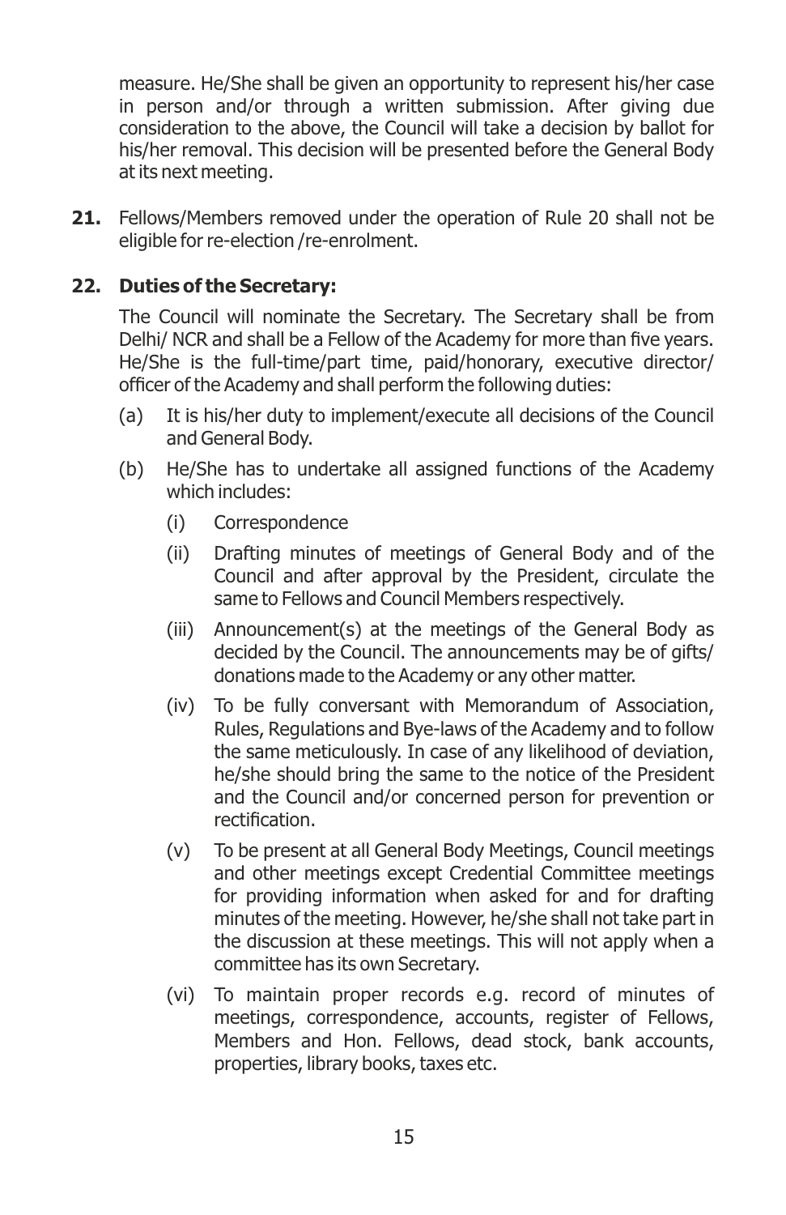measure. He/She shall be given an opportunity to represent his/her case in person and/or through a written submission. After giving due consideration to the above, the Council will take a decision by ballot for his/her removal. This decision will be presented before the General Body at its next meeting.

**21.** Fellows/Members removed under the operation of Rule 20 shall not be eligible for re-election /re-enrolment.

**22. Duties of the Secretary:**

The Council will nominate the Secretary. The Secretary shall be from Delhi/ NCR and shall be a Fellow of the Academy for more than five years. He/She is the full-time/part time, paid/honorary, executive director/ officer of the Academy and shall perform the following duties:

(a) It is his/her duty to implement/execute all decisions of the Council and General Body.

(b) He/She has to undertake all assigned functions of the Academy which includes:

  (i) Correspondence

  (ii) Drafting minutes of meetings of General Body and of the Council and after approval by the President, circulate the same to Fellows and Council Members respectively.

  (iii) Announcement(s) at the meetings of the General Body as decided by the Council. The announcements may be of gifts/ donations made to the Academy or any other matter.

  (iv) To be fully conversant with Memorandum of Association, Rules, Regulations and Bye-laws of the Academy and to follow the same meticulously. In case of any likelihood of deviation, he/she should bring the same to the notice of the President and the Council and/or concerned person for prevention or rectification.

  (v) To be present at all General Body Meetings, Council meetings and other meetings except Credential Committee meetings for providing information when asked for and for drafting minutes of the meeting. However, he/she shall not take part in the discussion at these meetings. This will not apply when a committee has its own Secretary.

  (vi) To maintain proper records e.g. record of minutes of meetings, correspondence, accounts, register of Fellows, Members and Hon. Fellows, dead stock, bank accounts, properties, library books, taxes etc.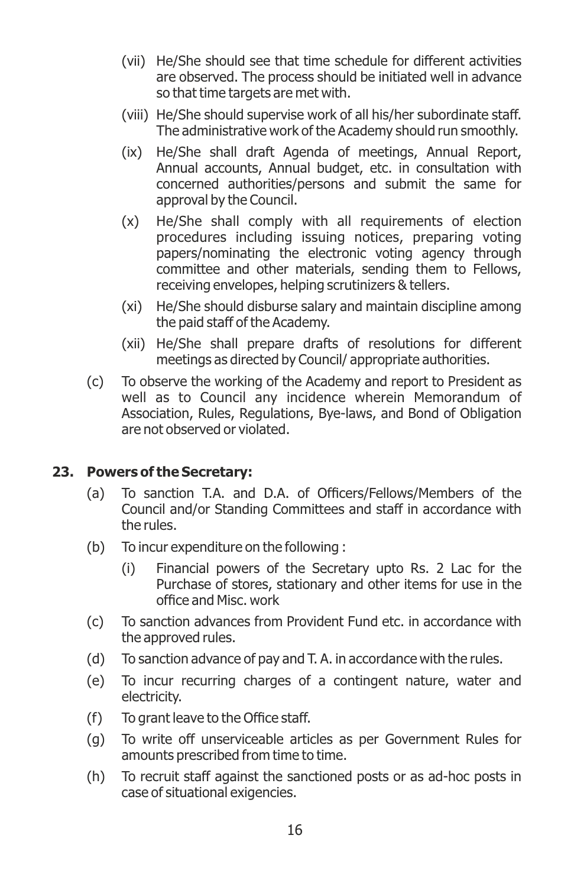(vii) He/She should see that time schedule for different activities are observed. The process should be initiated well in advance so that time targets are met with.

(viii) He/She should supervise work of all his/her subordinate staff. The administrative work of the Academy should run smoothly.

(ix) He/She shall draft Agenda of meetings, Annual Report, Annual accounts, Annual budget, etc. in consultation with concerned authorities/persons and submit the same for approval by the Council.

(x) He/She shall comply with all requirements of election procedures including issuing notices, preparing voting papers/nominating the electronic voting agency through committee and other materials, sending them to Fellows, receiving envelopes, helping scrutinizers & tellers.

(xi) He/She should disburse salary and maintain discipline among the paid staff of the Academy.

(xii) He/She shall prepare drafts of resolutions for different meetings as directed by Council/ appropriate authorities.

(c) To observe the working of the Academy and report to President as well as to Council any incidence wherein Memorandum of Association, Rules, Regulations, Bye-laws, and Bond of Obligation are not observed or violated.

**23. Powers of the Secretary:**

(a) To sanction T.A. and D.A. of Officers/Fellows/Members of the Council and/or Standing Committees and staff in accordance with the rules.

(b) To incur expenditure on the following :

(i) Financial powers of the Secretary upto Rs. 2 Lac for the Purchase of stores, stationary and other items for use in the office and Misc. work

(c) To sanction advances from Provident Fund etc. in accordance with the approved rules.

(d) To sanction advance of pay and T. A. in accordance with the rules.

(e) To incur recurring charges of a contingent nature, water and electricity.

(f) To grant leave to the Office staff.

(g) To write off unserviceable articles as per Government Rules for amounts prescribed from time to time.

(h) To recruit staff against the sanctioned posts or as ad-hoc posts in case of situational exigencies.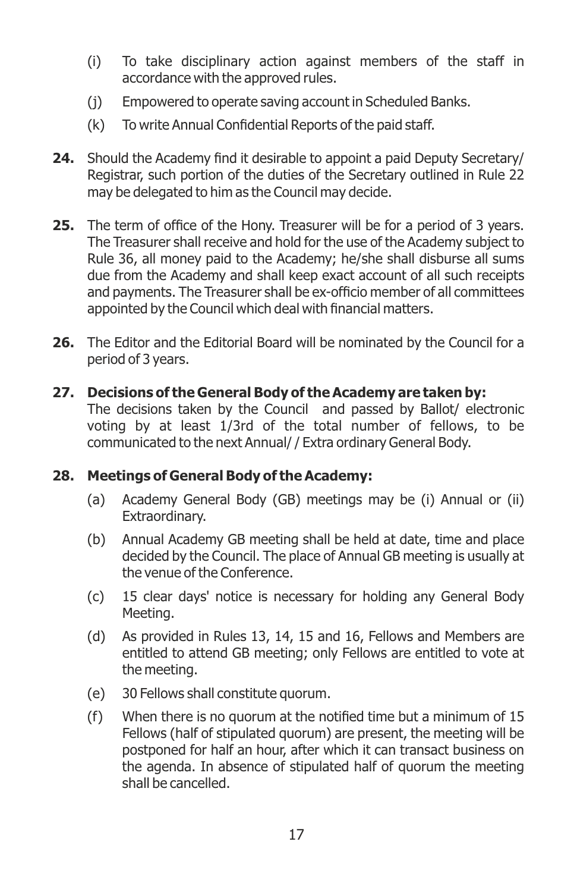(i) To take disciplinary action against members of the staff in accordance with the approved rules.

(j) Empowered to operate saving account in Scheduled Banks.

(k) To write Annual Confidential Reports of the paid staff.

**24.** Should the Academy find it desirable to appoint a paid Deputy Secretary/ Registrar, such portion of the duties of the Secretary outlined in Rule 22 may be delegated to him as the Council may decide.

**25.** The term of office of the Hony. Treasurer will be for a period of 3 years. The Treasurer shall receive and hold for the use of the Academy subject to Rule 36, all money paid to the Academy; he/she shall disburse all sums due from the Academy and shall keep exact account of all such receipts and payments. The Treasurer shall be ex-officio member of all committees appointed by the Council which deal with financial matters.

**26.** The Editor and the Editorial Board will be nominated by the Council for a period of 3 years.

**27. Decisions of the General Body of the Academy are taken by:**
The decisions taken by the Council and passed by Ballot/ electronic voting by at least 1/3rd of the total number of fellows, to be communicated to the next Annual/ / Extra ordinary General Body.

**28. Meetings of General Body of the Academy:**

(a) Academy General Body (GB) meetings may be (i) Annual or (ii) Extraordinary.

(b) Annual Academy GB meeting shall be held at date, time and place decided by the Council. The place of Annual GB meeting is usually at the venue of the Conference.

(c) 15 clear days' notice is necessary for holding any General Body Meeting.

(d) As provided in Rules 13, 14, 15 and 16, Fellows and Members are entitled to attend GB meeting; only Fellows are entitled to vote at the meeting.

(e) 30 Fellows shall constitute quorum.

(f) When there is no quorum at the notified time but a minimum of 15 Fellows (half of stipulated quorum) are present, the meeting will be postponed for half an hour, after which it can transact business on the agenda. In absence of stipulated half of quorum the meeting shall be cancelled.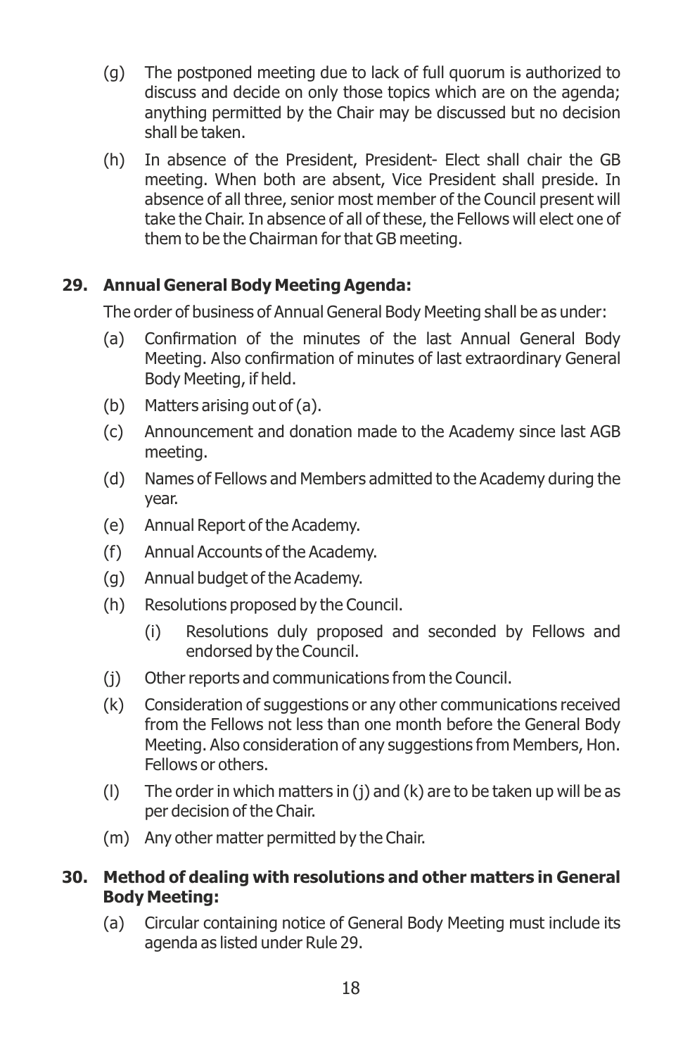(g) The postponed meeting due to lack of full quorum is authorized to discuss and decide on only those topics which are on the agenda; anything permitted by the Chair may be discussed but no decision shall be taken.

(h) In absence of the President, President- Elect shall chair the GB meeting. When both are absent, Vice President shall preside. In absence of all three, senior most member of the Council present will take the Chair. In absence of all of these, the Fellows will elect one of them to be the Chairman for that GB meeting.

**29. Annual General Body Meeting Agenda:**

The order of business of Annual General Body Meeting shall be as under:

(a) Confirmation of the minutes of the last Annual General Body Meeting. Also confirmation of minutes of last extraordinary General Body Meeting, if held.

(b) Matters arising out of (a).

(c) Announcement and donation made to the Academy since last AGB meeting.

(d) Names of Fellows and Members admitted to the Academy during the year.

(e) Annual Report of the Academy.

(f) Annual Accounts of the Academy.

(g) Annual budget of the Academy.

(h) Resolutions proposed by the Council.

  (i) Resolutions duly proposed and seconded by Fellows and endorsed by the Council.

(j) Other reports and communications from the Council.

(k) Consideration of suggestions or any other communications received from the Fellows not less than one month before the General Body Meeting. Also consideration of any suggestions from Members, Hon. Fellows or others.

(l) The order in which matters in (j) and (k) are to be taken up will be as per decision of the Chair.

(m) Any other matter permitted by the Chair.

**30. Method of dealing with resolutions and other matters in General Body Meeting:**

(a) Circular containing notice of General Body Meeting must include its agenda as listed under Rule 29.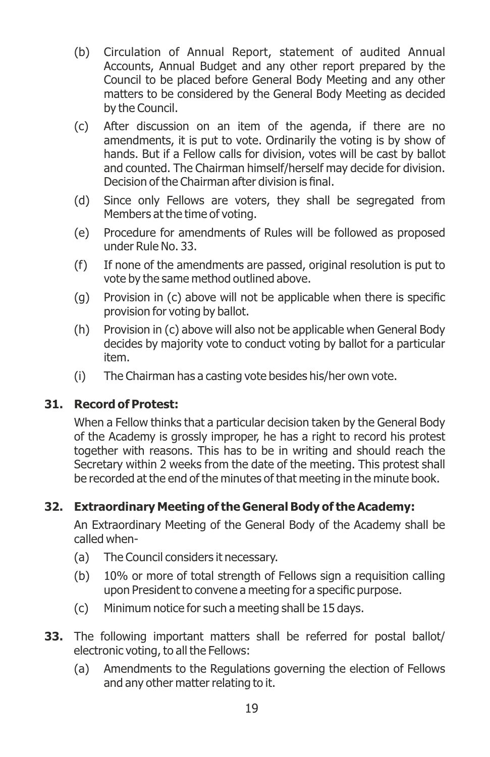(b) Circulation of Annual Report, statement of audited Annual Accounts, Annual Budget and any other report prepared by the Council to be placed before General Body Meeting and any other matters to be considered by the General Body Meeting as decided by the Council.

(c) After discussion on an item of the agenda, if there are no amendments, it is put to vote. Ordinarily the voting is by show of hands. But if a Fellow calls for division, votes will be cast by ballot and counted. The Chairman himself/herself may decide for division. Decision of the Chairman after division is final.

(d) Since only Fellows are voters, they shall be segregated from Members at the time of voting.

(e) Procedure for amendments of Rules will be followed as proposed under Rule No. 33.

(f) If none of the amendments are passed, original resolution is put to vote by the same method outlined above.

(g) Provision in (c) above will not be applicable when there is specific provision for voting by ballot.

(h) Provision in (c) above will also not be applicable when General Body decides by majority vote to conduct voting by ballot for a particular item.

(i) The Chairman has a casting vote besides his/her own vote.

**31. Record of Protest:**

When a Fellow thinks that a particular decision taken by the General Body of the Academy is grossly improper, he has a right to record his protest together with reasons. This has to be in writing and should reach the Secretary within 2 weeks from the date of the meeting. This protest shall be recorded at the end of the minutes of that meeting in the minute book.

**32. Extraordinary Meeting of the General Body of the Academy:**

An Extraordinary Meeting of the General Body of the Academy shall be called when-

(a) The Council considers it necessary.

(b) 10% or more of total strength of Fellows sign a requisition calling upon President to convene a meeting for a specific purpose.

(c) Minimum notice for such a meeting shall be 15 days.

**33.** The following important matters shall be referred for postal ballot/ electronic voting, to all the Fellows:

(a) Amendments to the Regulations governing the election of Fellows and any other matter relating to it.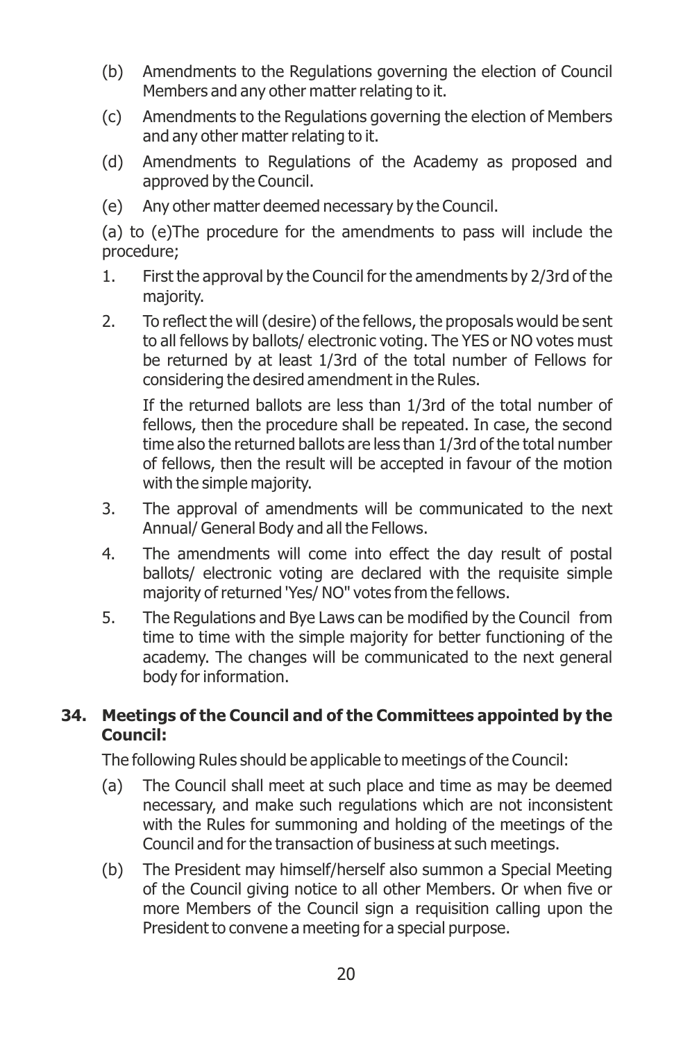(b) Amendments to the Regulations governing the election of Council Members and any other matter relating to it.

(c) Amendments to the Regulations governing the election of Members and any other matter relating to it.

(d) Amendments to Regulations of the Academy as proposed and approved by the Council.

(e) Any other matter deemed necessary by the Council.

(a) to (e)The procedure for the amendments to pass will include the procedure;

1. First the approval by the Council for the amendments by 2/3rd of the majority.

2. To reflect the will (desire) of the fellows, the proposals would be sent to all fellows by ballots/ electronic voting. The YES or NO votes must be returned by at least 1/3rd of the total number of Fellows for considering the desired amendment in the Rules.

   If the returned ballots are less than 1/3rd of the total number of fellows, then the procedure shall be repeated. In case, the second time also the returned ballots are less than 1/3rd of the total number of fellows, then the result will be accepted in favour of the motion with the simple majority.

3. The approval of amendments will be communicated to the next Annual/ General Body and all the Fellows.

4. The amendments will come into effect the day result of postal ballots/ electronic voting are declared with the requisite simple majority of returned 'Yes/ NO" votes from the fellows.

5. The Regulations and Bye Laws can be modified by the Council from time to time with the simple majority for better functioning of the academy. The changes will be communicated to the next general body for information.

## 34. Meetings of the Council and of the Committees appointed by the Council:

The following Rules should be applicable to meetings of the Council:

(a) The Council shall meet at such place and time as may be deemed necessary, and make such regulations which are not inconsistent with the Rules for summoning and holding of the meetings of the Council and for the transaction of business at such meetings.

(b) The President may himself/herself also summon a Special Meeting of the Council giving notice to all other Members. Or when five or more Members of the Council sign a requisition calling upon the President to convene a meeting for a special purpose.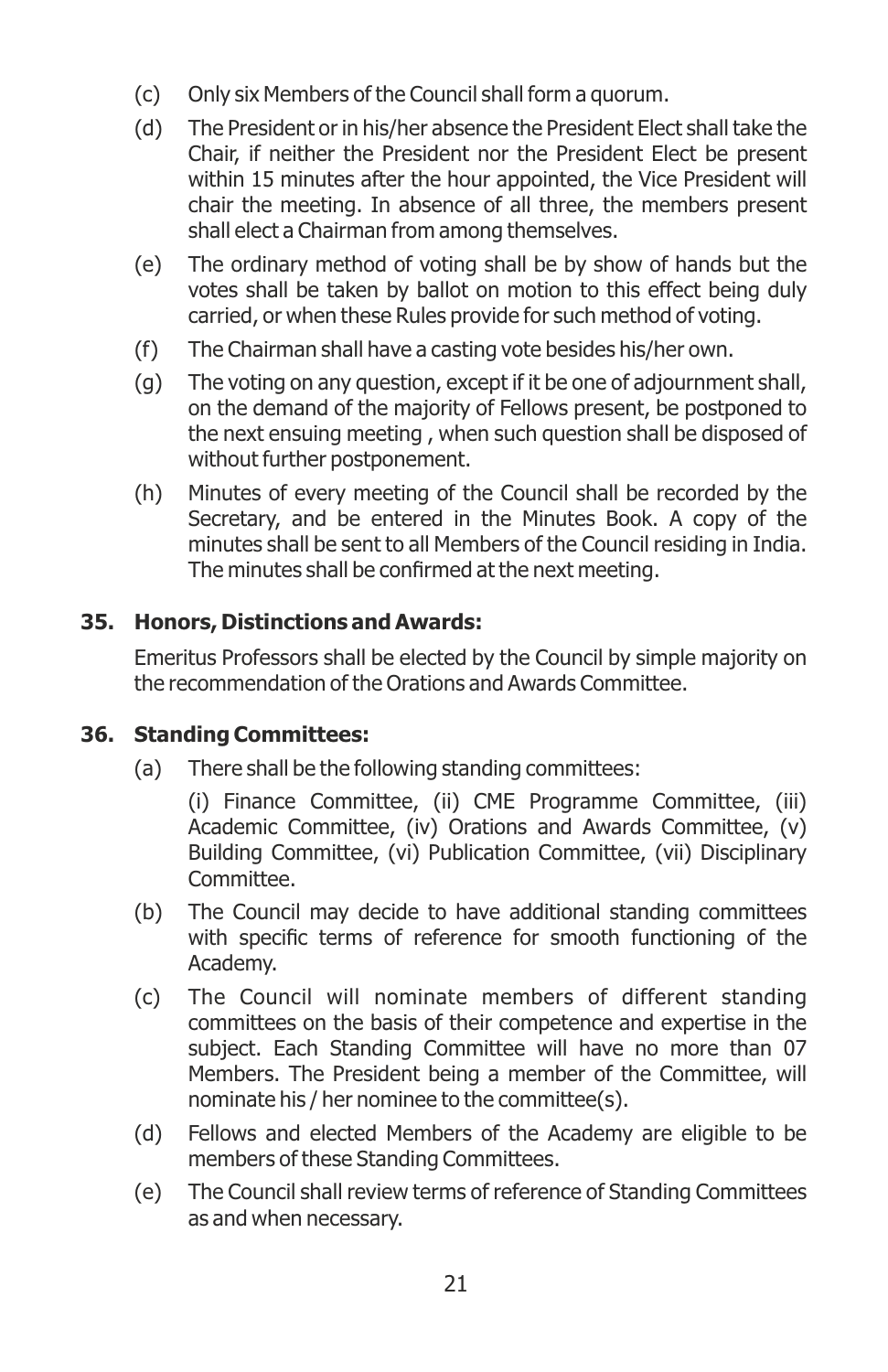(c) Only six Members of the Council shall form a quorum.

(d) The President or in his/her absence the President Elect shall take the Chair, if neither the President nor the President Elect be present within 15 minutes after the hour appointed, the Vice President will chair the meeting. In absence of all three, the members present shall elect a Chairman from among themselves.

(e) The ordinary method of voting shall be by show of hands but the votes shall be taken by ballot on motion to this effect being duly carried, or when these Rules provide for such method of voting.

(f) The Chairman shall have a casting vote besides his/her own.

(g) The voting on any question, except if it be one of adjournment shall, on the demand of the majority of Fellows present, be postponed to the next ensuing meeting , when such question shall be disposed of without further postponement.

(h) Minutes of every meeting of the Council shall be recorded by the Secretary, and be entered in the Minutes Book. A copy of the minutes shall be sent to all Members of the Council residing in India. The minutes shall be confirmed at the next meeting.

**35. Honors, Distinctions and Awards:**

Emeritus Professors shall be elected by the Council by simple majority on the recommendation of the Orations and Awards Committee.

**36. Standing Committees:**

(a) There shall be the following standing committees:

(i) Finance Committee, (ii) CME Programme Committee, (iii) Academic Committee, (iv) Orations and Awards Committee, (v) Building Committee, (vi) Publication Committee, (vii) Disciplinary Committee.

(b) The Council may decide to have additional standing committees with specific terms of reference for smooth functioning of the Academy.

(c) The Council will nominate members of different standing committees on the basis of their competence and expertise in the subject. Each Standing Committee will have no more than 07 Members. The President being a member of the Committee, will nominate his / her nominee to the committee(s).

(d) Fellows and elected Members of the Academy are eligible to be members of these Standing Committees.

(e) The Council shall review terms of reference of Standing Committees as and when necessary.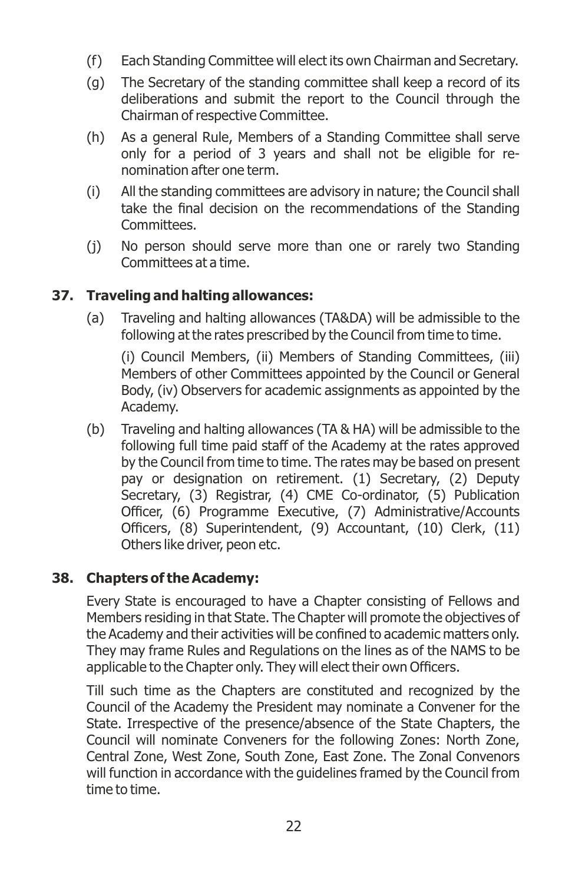(f) Each Standing Committee will elect its own Chairman and Secretary.

(g) The Secretary of the standing committee shall keep a record of its deliberations and submit the report to the Council through the Chairman of respective Committee.

(h) As a general Rule, Members of a Standing Committee shall serve only for a period of 3 years and shall not be eligible for re-nomination after one term.

(i) All the standing committees are advisory in nature; the Council shall take the final decision on the recommendations of the Standing Committees.

(j) No person should serve more than one or rarely two Standing Committees at a time.

**37. Traveling and halting allowances:**

(a) Traveling and halting allowances (TA&DA) will be admissible to the following at the rates prescribed by the Council from time to time.

(i) Council Members, (ii) Members of Standing Committees, (iii) Members of other Committees appointed by the Council or General Body, (iv) Observers for academic assignments as appointed by the Academy.

(b) Traveling and halting allowances (TA & HA) will be admissible to the following full time paid staff of the Academy at the rates approved by the Council from time to time. The rates may be based on present pay or designation on retirement. (1) Secretary, (2) Deputy Secretary, (3) Registrar, (4) CME Co-ordinator, (5) Publication Officer, (6) Programme Executive, (7) Administrative/Accounts Officers, (8) Superintendent, (9) Accountant, (10) Clerk, (11) Others like driver, peon etc.

**38. Chapters of the Academy:**

Every State is encouraged to have a Chapter consisting of Fellows and Members residing in that State. The Chapter will promote the objectives of the Academy and their activities will be confined to academic matters only. They may frame Rules and Regulations on the lines as of the NAMS to be applicable to the Chapter only. They will elect their own Officers.

Till such time as the Chapters are constituted and recognized by the Council of the Academy the President may nominate a Convener for the State. Irrespective of the presence/absence of the State Chapters, the Council will nominate Conveners for the following Zones: North Zone, Central Zone, West Zone, South Zone, East Zone. The Zonal Convenors will function in accordance with the guidelines framed by the Council from time to time.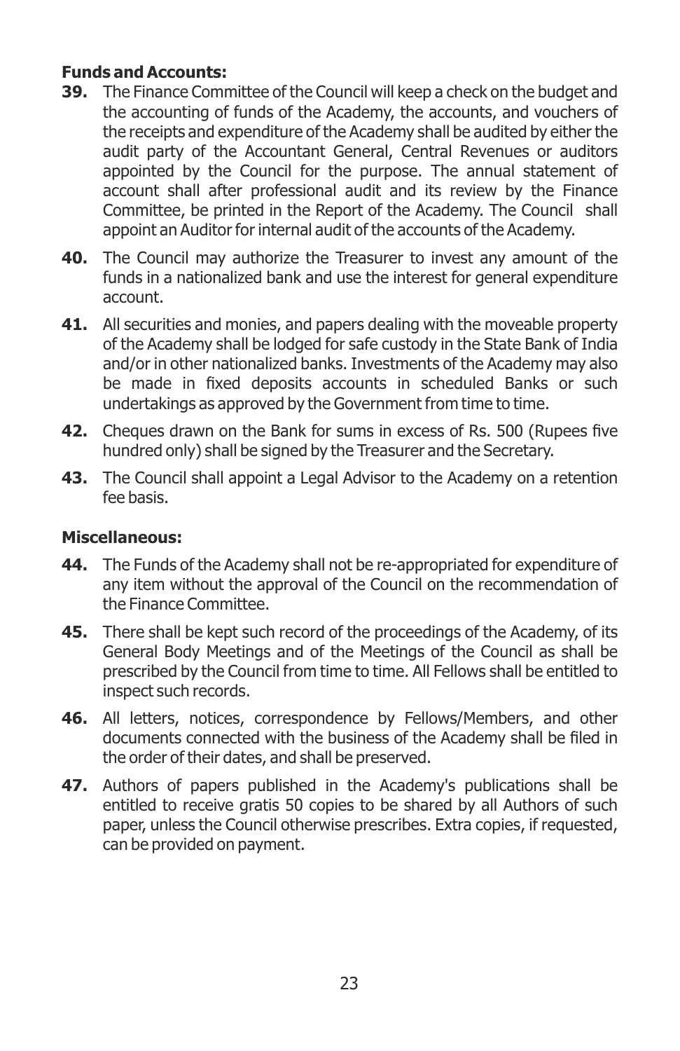**Funds and Accounts:**

**39.** The Finance Committee of the Council will keep a check on the budget and the accounting of funds of the Academy, the accounts, and vouchers of the receipts and expenditure of the Academy shall be audited by either the audit party of the Accountant General, Central Revenues or auditors appointed by the Council for the purpose. The annual statement of account shall after professional audit and its review by the Finance Committee, be printed in the Report of the Academy. The Council shall appoint an Auditor for internal audit of the accounts of the Academy.

**40.** The Council may authorize the Treasurer to invest any amount of the funds in a nationalized bank and use the interest for general expenditure account.

**41.** All securities and monies, and papers dealing with the moveable property of the Academy shall be lodged for safe custody in the State Bank of India and/or in other nationalized banks. Investments of the Academy may also be made in fixed deposits accounts in scheduled Banks or such undertakings as approved by the Government from time to time.

**42.** Cheques drawn on the Bank for sums in excess of Rs. 500 (Rupees five hundred only) shall be signed by the Treasurer and the Secretary.

**43.** The Council shall appoint a Legal Advisor to the Academy on a retention fee basis.

**Miscellaneous:**

**44.** The Funds of the Academy shall not be re-appropriated for expenditure of any item without the approval of the Council on the recommendation of the Finance Committee.

**45.** There shall be kept such record of the proceedings of the Academy, of its General Body Meetings and of the Meetings of the Council as shall be prescribed by the Council from time to time. All Fellows shall be entitled to inspect such records.

**46.** All letters, notices, correspondence by Fellows/Members, and other documents connected with the business of the Academy shall be filed in the order of their dates, and shall be preserved.

**47.** Authors of papers published in the Academy's publications shall be entitled to receive gratis 50 copies to be shared by all Authors of such paper, unless the Council otherwise prescribes. Extra copies, if requested, can be provided on payment.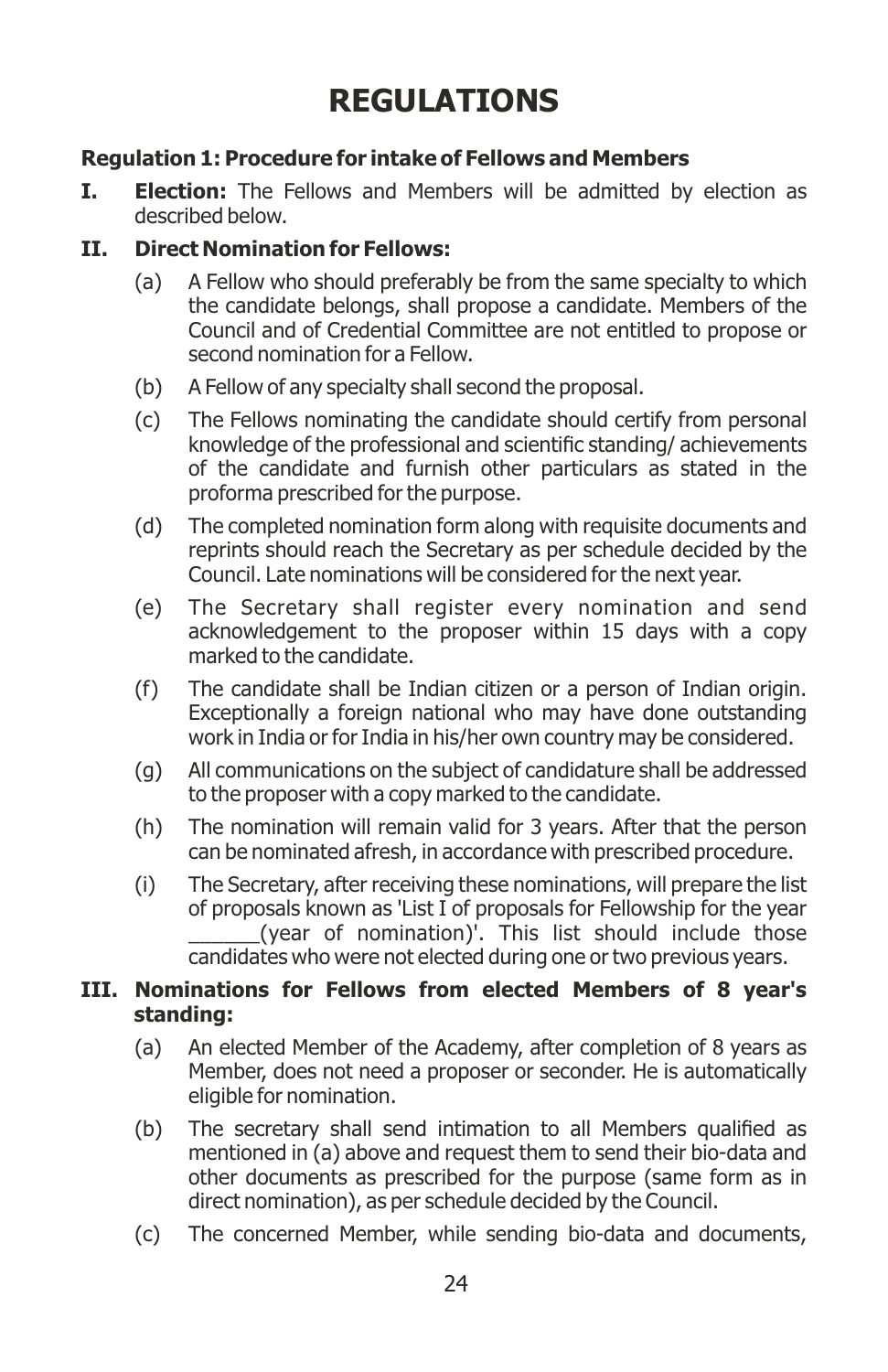# REGULATIONS

**Regulation 1: Procedure for intake of Fellows and Members**

**I. Election:** The Fellows and Members will be admitted by election as described below.

**II. Direct Nomination for Fellows:**

(a) A Fellow who should preferably be from the same specialty to which the candidate belongs, shall propose a candidate. Members of the Council and of Credential Committee are not entitled to propose or second nomination for a Fellow.

(b) A Fellow of any specialty shall second the proposal.

(c) The Fellows nominating the candidate should certify from personal knowledge of the professional and scientific standing/ achievements of the candidate and furnish other particulars as stated in the proforma prescribed for the purpose.

(d) The completed nomination form along with requisite documents and reprints should reach the Secretary as per schedule decided by the Council. Late nominations will be considered for the next year.

(e) The Secretary shall register every nomination and send acknowledgement to the proposer within 15 days with a copy marked to the candidate.

(f) The candidate shall be Indian citizen or a person of Indian origin. Exceptionally a foreign national who may have done outstanding work in India or for India in his/her own country may be considered.

(g) All communications on the subject of candidature shall be addressed to the proposer with a copy marked to the candidate.

(h) The nomination will remain valid for 3 years. After that the person can be nominated afresh, in accordance with prescribed procedure.

(i) The Secretary, after receiving these nominations, will prepare the list of proposals known as 'List I of proposals for Fellowship for the year ______(year of nomination)'. This list should include those candidates who were not elected during one or two previous years.

**III. Nominations for Fellows from elected Members of 8 year's standing:**

(a) An elected Member of the Academy, after completion of 8 years as Member, does not need a proposer or seconder. He is automatically eligible for nomination.

(b) The secretary shall send intimation to all Members qualified as mentioned in (a) above and request them to send their bio-data and other documents as prescribed for the purpose (same form as in direct nomination), as per schedule decided by the Council.

(c) The concerned Member, while sending bio-data and documents,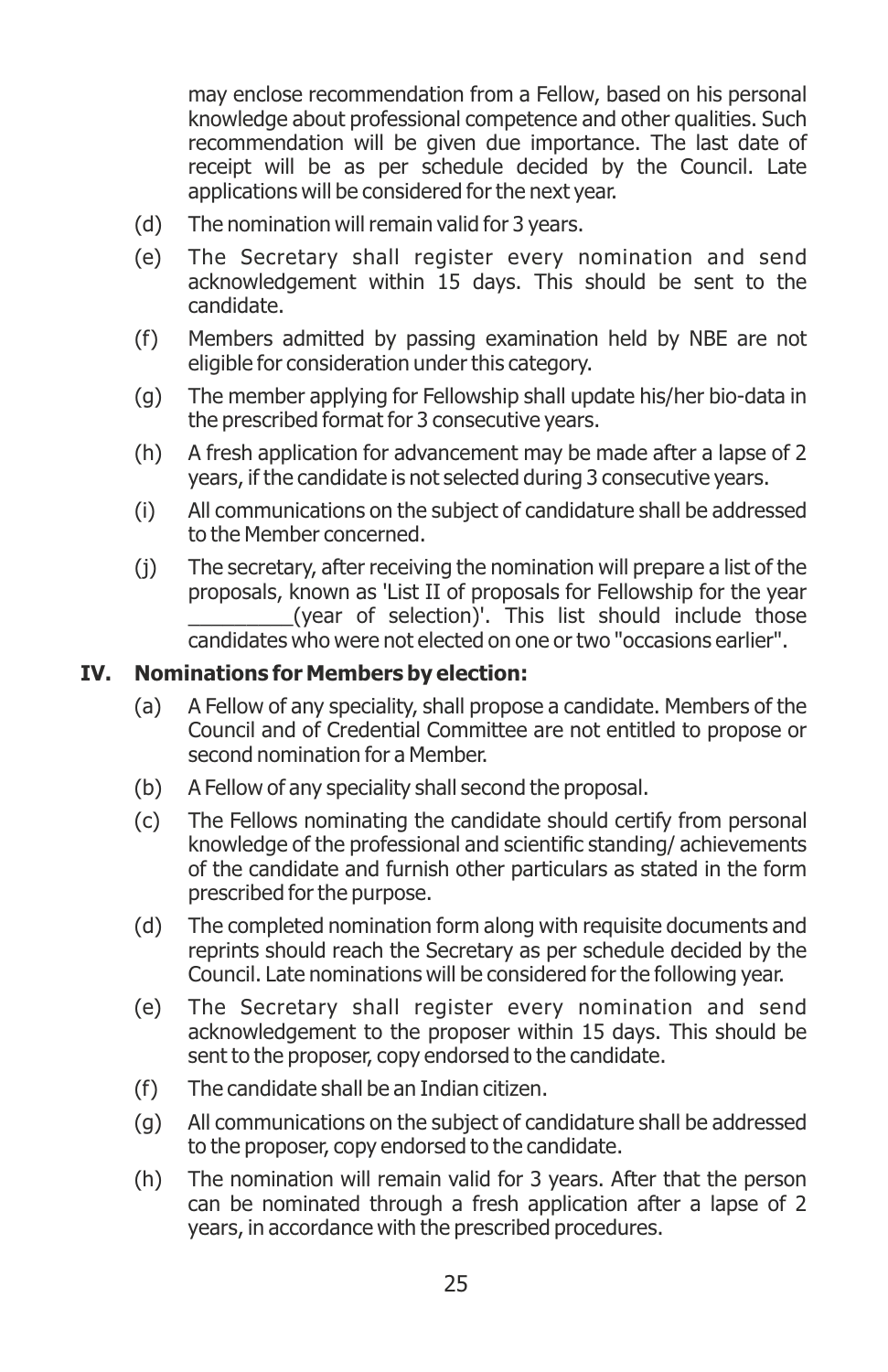may enclose recommendation from a Fellow, based on his personal knowledge about professional competence and other qualities. Such recommendation will be given due importance. The last date of receipt will be as per schedule decided by the Council. Late applications will be considered for the next year.

(d) The nomination will remain valid for 3 years.

(e) The Secretary shall register every nomination and send acknowledgement within 15 days. This should be sent to the candidate.

(f) Members admitted by passing examination held by NBE are not eligible for consideration under this category.

(g) The member applying for Fellowship shall update his/her bio-data in the prescribed format for 3 consecutive years.

(h) A fresh application for advancement may be made after a lapse of 2 years, if the candidate is not selected during 3 consecutive years.

(i) All communications on the subject of candidature shall be addressed to the Member concerned.

(j) The secretary, after receiving the nomination will prepare a list of the proposals, known as 'List II of proposals for Fellowship for the year _________(year of selection)'. This list should include those candidates who were not elected on one or two "occasions earlier".

**IV. Nominations for Members by election:**

(a) A Fellow of any speciality, shall propose a candidate. Members of the Council and of Credential Committee are not entitled to propose or second nomination for a Member.

(b) A Fellow of any speciality shall second the proposal.

(c) The Fellows nominating the candidate should certify from personal knowledge of the professional and scientific standing/ achievements of the candidate and furnish other particulars as stated in the form prescribed for the purpose.

(d) The completed nomination form along with requisite documents and reprints should reach the Secretary as per schedule decided by the Council. Late nominations will be considered for the following year.

(e) The Secretary shall register every nomination and send acknowledgement to the proposer within 15 days. This should be sent to the proposer, copy endorsed to the candidate.

(f) The candidate shall be an Indian citizen.

(g) All communications on the subject of candidature shall be addressed to the proposer, copy endorsed to the candidate.

(h) The nomination will remain valid for 3 years. After that the person can be nominated through a fresh application after a lapse of 2 years, in accordance with the prescribed procedures.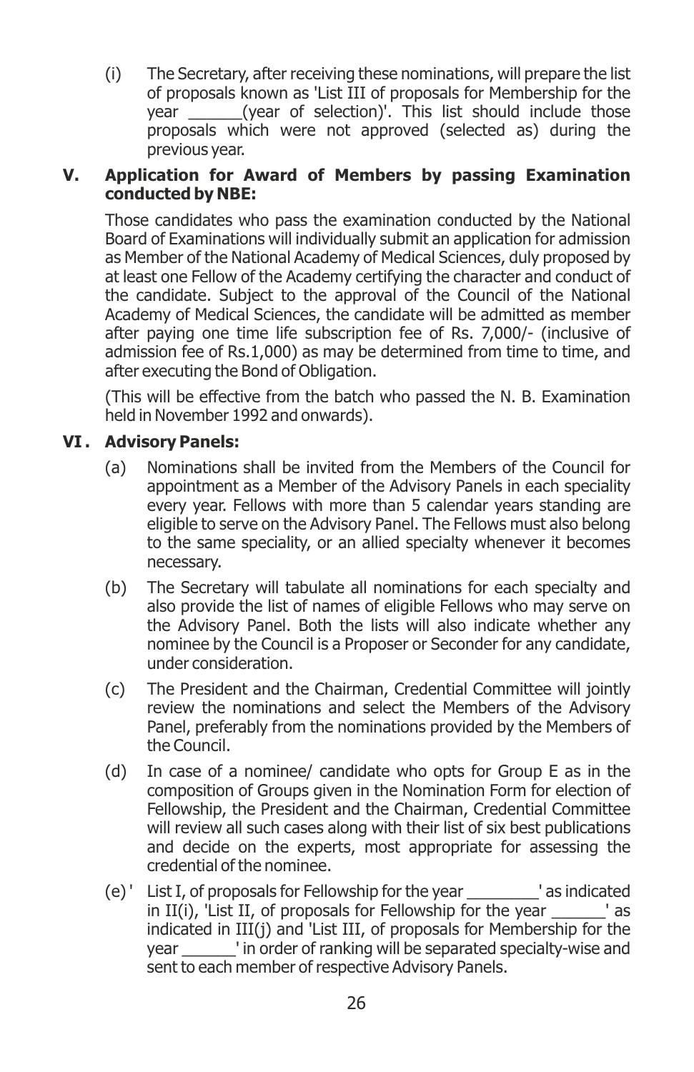(i) The Secretary, after receiving these nominations, will prepare the list of proposals known as 'List III of proposals for Membership for the year ______(year of selection)'. This list should include those proposals which were not approved (selected as) during the previous year.

**V. Application for Award of Members by passing Examination conducted by NBE:**

Those candidates who pass the examination conducted by the National Board of Examinations will individually submit an application for admission as Member of the National Academy of Medical Sciences, duly proposed by at least one Fellow of the Academy certifying the character and conduct of the candidate. Subject to the approval of the Council of the National Academy of Medical Sciences, the candidate will be admitted as member after paying one time life subscription fee of Rs. 7,000/- (inclusive of admission fee of Rs.1,000) as may be determined from time to time, and after executing the Bond of Obligation.

(This will be effective from the batch who passed the N. B. Examination held in November 1992 and onwards).

**VI. Advisory Panels:**

(a) Nominations shall be invited from the Members of the Council for appointment as a Member of the Advisory Panels in each speciality every year. Fellows with more than 5 calendar years standing are eligible to serve on the Advisory Panel. The Fellows must also belong to the same speciality, or an allied specialty whenever it becomes necessary.

(b) The Secretary will tabulate all nominations for each specialty and also provide the list of names of eligible Fellows who may serve on the Advisory Panel. Both the lists will also indicate whether any nominee by the Council is a Proposer or Seconder for any candidate, under consideration.

(c) The President and the Chairman, Credential Committee will jointly review the nominations and select the Members of the Advisory Panel, preferably from the nominations provided by the Members of the Council.

(d) In case of a nominee/ candidate who opts for Group E as in the composition of Groups given in the Nomination Form for election of Fellowship, the President and the Chairman, Credential Committee will review all such cases along with their list of six best publications and decide on the experts, most appropriate for assessing the credential of the nominee.

(e) ' List I, of proposals for Fellowship for the year ________' as indicated in II(i), 'List II, of proposals for Fellowship for the year ______' as indicated in III(j) and 'List III, of proposals for Membership for the year ______' in order of ranking will be separated specialty-wise and sent to each member of respective Advisory Panels.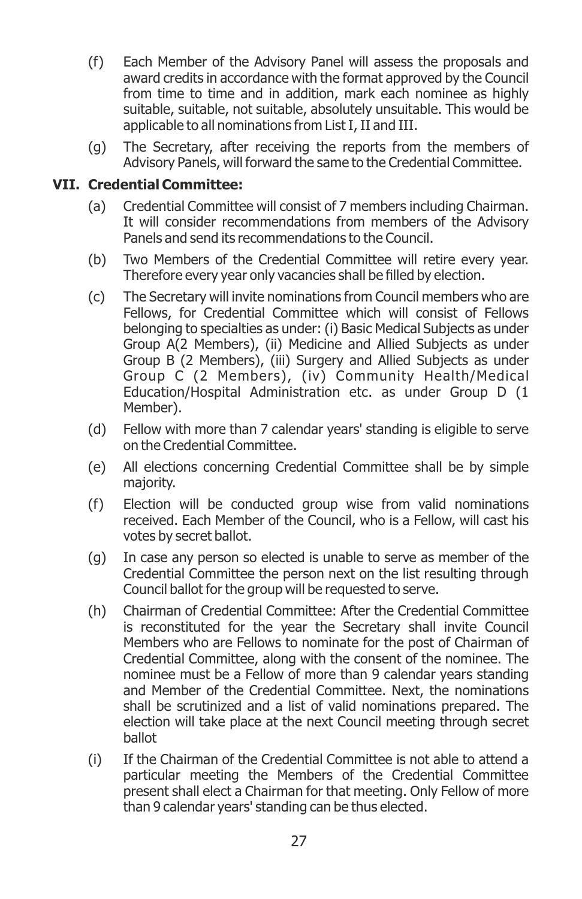(f) Each Member of the Advisory Panel will assess the proposals and award credits in accordance with the format approved by the Council from time to time and in addition, mark each nominee as highly suitable, suitable, not suitable, absolutely unsuitable. This would be applicable to all nominations from List I, II and III.

(g) The Secretary, after receiving the reports from the members of Advisory Panels, will forward the same to the Credential Committee.

## VII. Credential Committee:

(a) Credential Committee will consist of 7 members including Chairman. It will consider recommendations from members of the Advisory Panels and send its recommendations to the Council.

(b) Two Members of the Credential Committee will retire every year. Therefore every year only vacancies shall be filled by election.

(c) The Secretary will invite nominations from Council members who are Fellows, for Credential Committee which will consist of Fellows belonging to specialties as under: (i) Basic Medical Subjects as under Group A(2 Members), (ii) Medicine and Allied Subjects as under Group B (2 Members), (iii) Surgery and Allied Subjects as under Group C (2 Members), (iv) Community Health/Medical Education/Hospital Administration etc. as under Group D (1 Member).

(d) Fellow with more than 7 calendar years' standing is eligible to serve on the Credential Committee.

(e) All elections concerning Credential Committee shall be by simple majority.

(f) Election will be conducted group wise from valid nominations received. Each Member of the Council, who is a Fellow, will cast his votes by secret ballot.

(g) In case any person so elected is unable to serve as member of the Credential Committee the person next on the list resulting through Council ballot for the group will be requested to serve.

(h) Chairman of Credential Committee: After the Credential Committee is reconstituted for the year the Secretary shall invite Council Members who are Fellows to nominate for the post of Chairman of Credential Committee, along with the consent of the nominee. The nominee must be a Fellow of more than 9 calendar years standing and Member of the Credential Committee. Next, the nominations shall be scrutinized and a list of valid nominations prepared. The election will take place at the next Council meeting through secret ballot

(i) If the Chairman of the Credential Committee is not able to attend a particular meeting the Members of the Credential Committee present shall elect a Chairman for that meeting. Only Fellow of more than 9 calendar years' standing can be thus elected.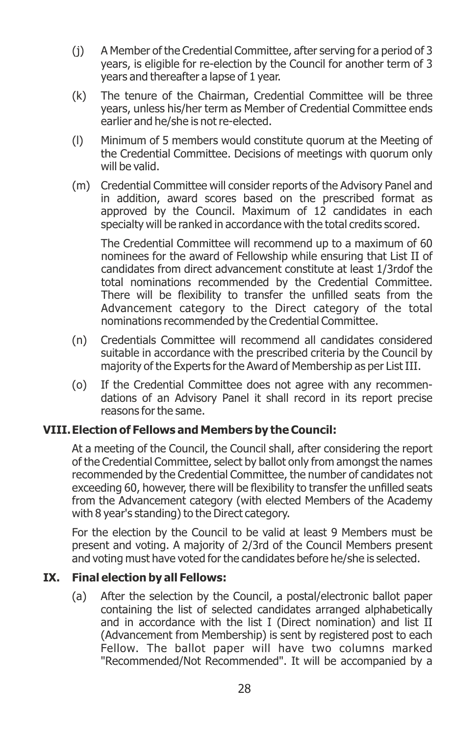(j) A Member of the Credential Committee, after serving for a period of 3 years, is eligible for re-election by the Council for another term of 3 years and thereafter a lapse of 1 year.

(k) The tenure of the Chairman, Credential Committee will be three years, unless his/her term as Member of Credential Committee ends earlier and he/she is not re-elected.

(l) Minimum of 5 members would constitute quorum at the Meeting of the Credential Committee. Decisions of meetings with quorum only will be valid.

(m) Credential Committee will consider reports of the Advisory Panel and in addition, award scores based on the prescribed format as approved by the Council. Maximum of 12 candidates in each specialty will be ranked in accordance with the total credits scored.

The Credential Committee will recommend up to a maximum of 60 nominees for the award of Fellowship while ensuring that List II of candidates from direct advancement constitute at least 1/3rdof the total nominations recommended by the Credential Committee. There will be flexibility to transfer the unfilled seats from the Advancement category to the Direct category of the total nominations recommended by the Credential Committee.

(n) Credentials Committee will recommend all candidates considered suitable in accordance with the prescribed criteria by the Council by majority of the Experts for the Award of Membership as per List III.

(o) If the Credential Committee does not agree with any recommendations of an Advisory Panel it shall record in its report precise reasons for the same.

**VIII. Election of Fellows and Members by the Council:**

At a meeting of the Council, the Council shall, after considering the report of the Credential Committee, select by ballot only from amongst the names recommended by the Credential Committee, the number of candidates not exceeding 60, however, there will be flexibility to transfer the unfilled seats from the Advancement category (with elected Members of the Academy with 8 year's standing) to the Direct category.

For the election by the Council to be valid at least 9 Members must be present and voting. A majority of 2/3rd of the Council Members present and voting must have voted for the candidates before he/she is selected.

**IX. Final election by all Fellows:**

(a) After the selection by the Council, a postal/electronic ballot paper containing the list of selected candidates arranged alphabetically and in accordance with the list I (Direct nomination) and list II (Advancement from Membership) is sent by registered post to each Fellow. The ballot paper will have two columns marked "Recommended/Not Recommended". It will be accompanied by a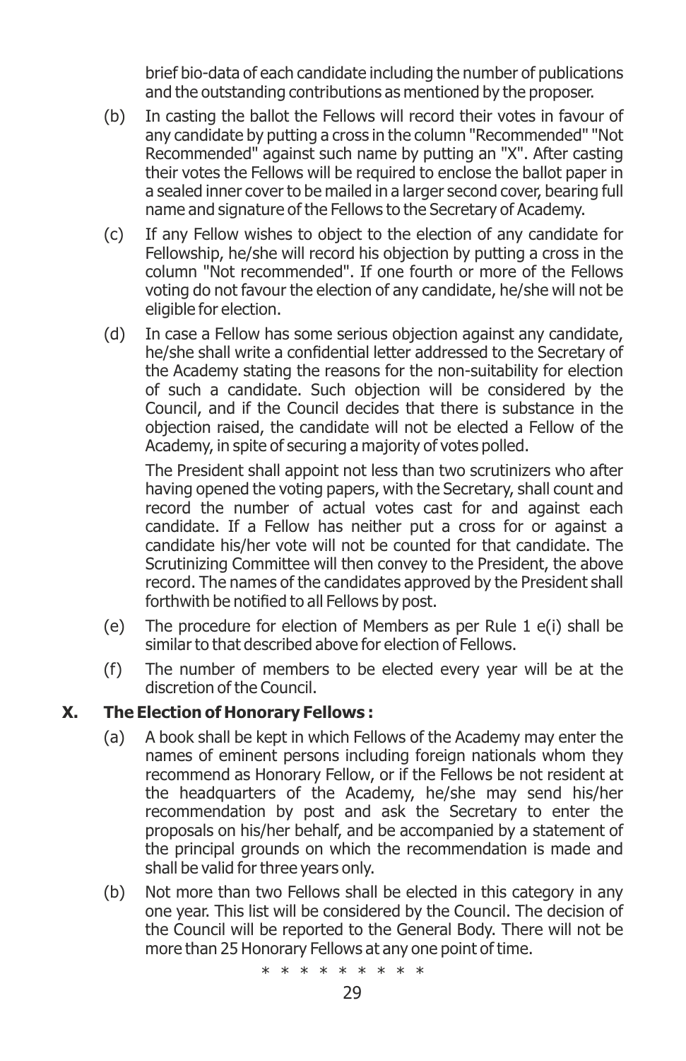brief bio-data of each candidate including the number of publications and the outstanding contributions as mentioned by the proposer.

(b) In casting the ballot the Fellows will record their votes in favour of any candidate by putting a cross in the column "Recommended" "Not Recommended" against such name by putting an "X". After casting their votes the Fellows will be required to enclose the ballot paper in a sealed inner cover to be mailed in a larger second cover, bearing full name and signature of the Fellows to the Secretary of Academy.

(c) If any Fellow wishes to object to the election of any candidate for Fellowship, he/she will record his objection by putting a cross in the column "Not recommended". If one fourth or more of the Fellows voting do not favour the election of any candidate, he/she will not be eligible for election.

(d) In case a Fellow has some serious objection against any candidate, he/she shall write a confidential letter addressed to the Secretary of the Academy stating the reasons for the non-suitability for election of such a candidate. Such objection will be considered by the Council, and if the Council decides that there is substance in the objection raised, the candidate will not be elected a Fellow of the Academy, in spite of securing a majority of votes polled.

The President shall appoint not less than two scrutinizers who after having opened the voting papers, with the Secretary, shall count and record the number of actual votes cast for and against each candidate. If a Fellow has neither put a cross for or against a candidate his/her vote will not be counted for that candidate. The Scrutinizing Committee will then convey to the President, the above record. The names of the candidates approved by the President shall forthwith be notified to all Fellows by post.

(e) The procedure for election of Members as per Rule 1 e(i) shall be similar to that described above for election of Fellows.

(f) The number of members to be elected every year will be at the discretion of the Council.

## X. The Election of Honorary Fellows :

(a) A book shall be kept in which Fellows of the Academy may enter the names of eminent persons including foreign nationals whom they recommend as Honorary Fellow, or if the Fellows be not resident at the headquarters of the Academy, he/she may send his/her recommendation by post and ask the Secretary to enter the proposals on his/her behalf, and be accompanied by a statement of the principal grounds on which the recommendation is made and shall be valid for three years only.

(b) Not more than two Fellows shall be elected in this category in any one year. This list will be considered by the Council. The decision of the Council will be reported to the General Body. There will not be more than 25 Honorary Fellows at any one point of time.

\* \* \* \* \* \* \* \* \*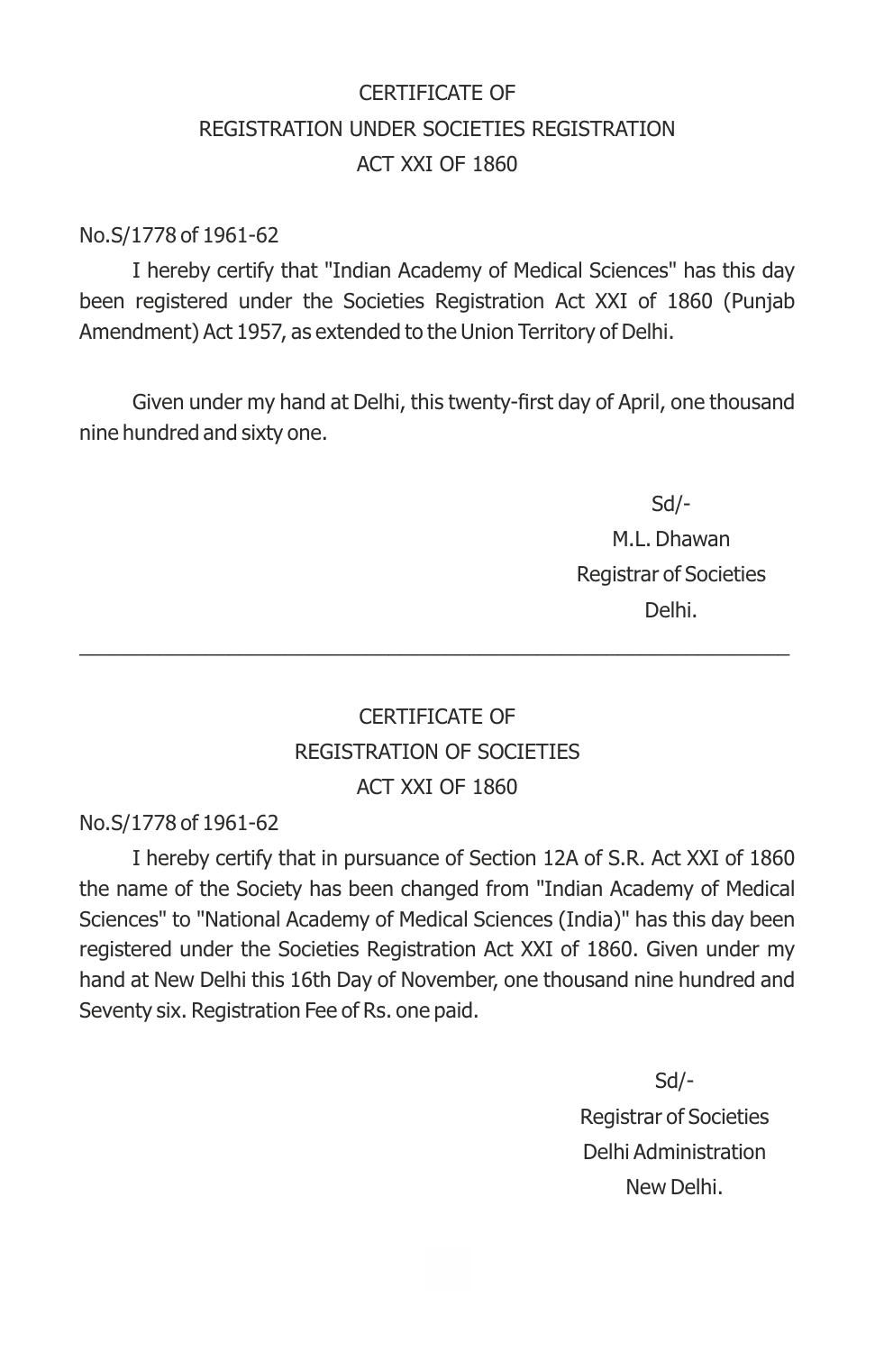# CERTIFICATE OF
# REGISTRATION UNDER SOCIETIES REGISTRATION
# ACT XXI OF 1860

No.S/1778 of 1961-62

I hereby certify that "Indian Academy of Medical Sciences" has this day been registered under the Societies Registration Act XXI of 1860 (Punjab Amendment) Act 1957, as extended to the Union Territory of Delhi.

Given under my hand at Delhi, this twenty-first day of April, one thousand nine hundred and sixty one.

Sd/-
M.L. Dhawan
Registrar of Societies
Delhi.

---

# CERTIFICATE OF
# REGISTRATION OF SOCIETIES
# ACT XXI OF 1860

No.S/1778 of 1961-62

I hereby certify that in pursuance of Section 12A of S.R. Act XXI of 1860 the name of the Society has been changed from "Indian Academy of Medical Sciences" to "National Academy of Medical Sciences (India)" has this day been registered under the Societies Registration Act XXI of 1860. Given under my hand at New Delhi this 16th Day of November, one thousand nine hundred and Seventy six. Registration Fee of Rs. one paid.

Sd/-
Registrar of Societies
Delhi Administration
New Delhi.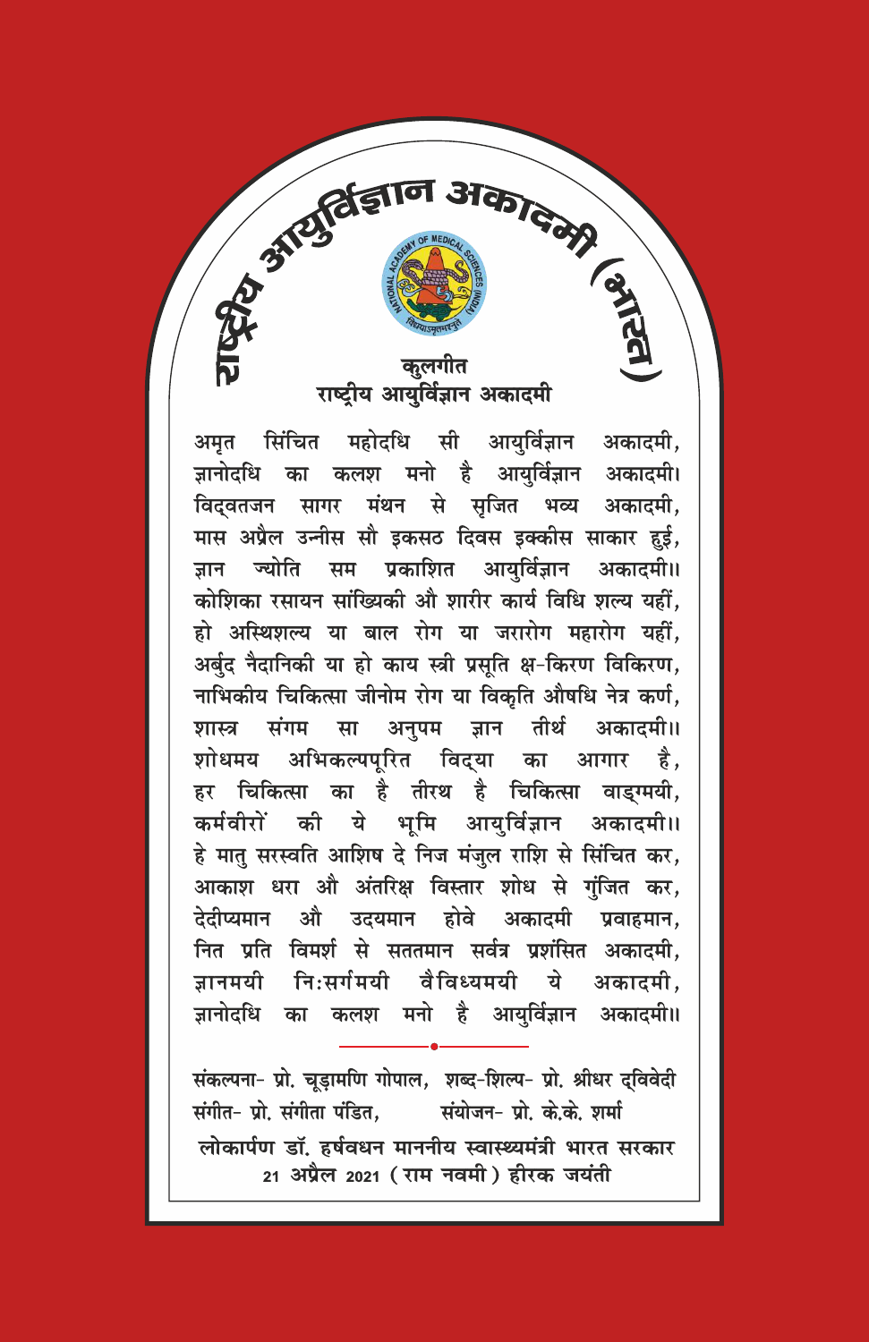# राष्ट्रीय आयुर्विज्ञान अकादमी (भारत)

## कुलगीत
## राष्ट्रीय आयुर्विज्ञान अकादमी

अमृत सिंचित महोदधि सी आयुर्विज्ञान अकादमी,
ज्ञानोदधि का कलश मनो है आयुर्विज्ञान अकादमी।
विद्वतजन सागर मंथन से सृजित भव्य अकादमी,
मास अप्रैल उन्नीस सौ इकसठ दिवस इक्कीस साकार हुई,
ज्ञान ज्योति सम प्रकाशित आयुर्विज्ञान अकादमी।।
कोशिका रसायन सांख्यिकी औ शारीर कार्य विधि शल्य यहीं,
हो अस्थिशल्य या बाल रोग या जरारोग महारोग यहीं,
अर्बुद नैदानिकी या हो काय स्त्री प्रसूति क्ष-किरण विकिरण,
नाभिकीय चिकित्सा जीनोम रोग या विकृति औषधि नेत्र कर्ण,
शास्त्र संगम सा अनुपम ज्ञान तीर्थ अकादमी।।
शोधमय अभिकल्पपूरित विद्या का आगार है,
हर चिकित्सा का है तीरथ है चिकित्सा वाङ्‌मयी,
कर्मवीरों की ये भूमि आयुर्विज्ञान अकादमी।।
हे मातु सरस्वति आशिष दे निज मंजुल राशि से सिंचित कर,
आकाश धरा औ अंतरिक्ष विस्तार शोध से गुंजित कर,
देदीप्यमान औ उदयमान होवे अकादमी प्रवाहमान,
नित प्रति विमर्श से सततमान सर्वत्र प्रशंसित अकादमी,
ज्ञानमयी निःसर्गमयी वैविध्यमयी ये अकादमी,
ज्ञानोदधि का कलश मनो है आयुर्विज्ञान अकादमी।।

---

संकल्पना- प्रो. चूड़ामणि गोपाल, शब्द-शिल्प- प्रो. श्रीधर द्विवेदी
संगीत- प्रो. संगीता पंडित, संयोजन- प्रो. के.के. शर्मा
लोकार्पण डॉ. हर्षवधन माननीय स्वास्थ्यमंत्री भारत सरकार
21 अप्रैल 2021 ( राम नवमी ) हीरक जयंती